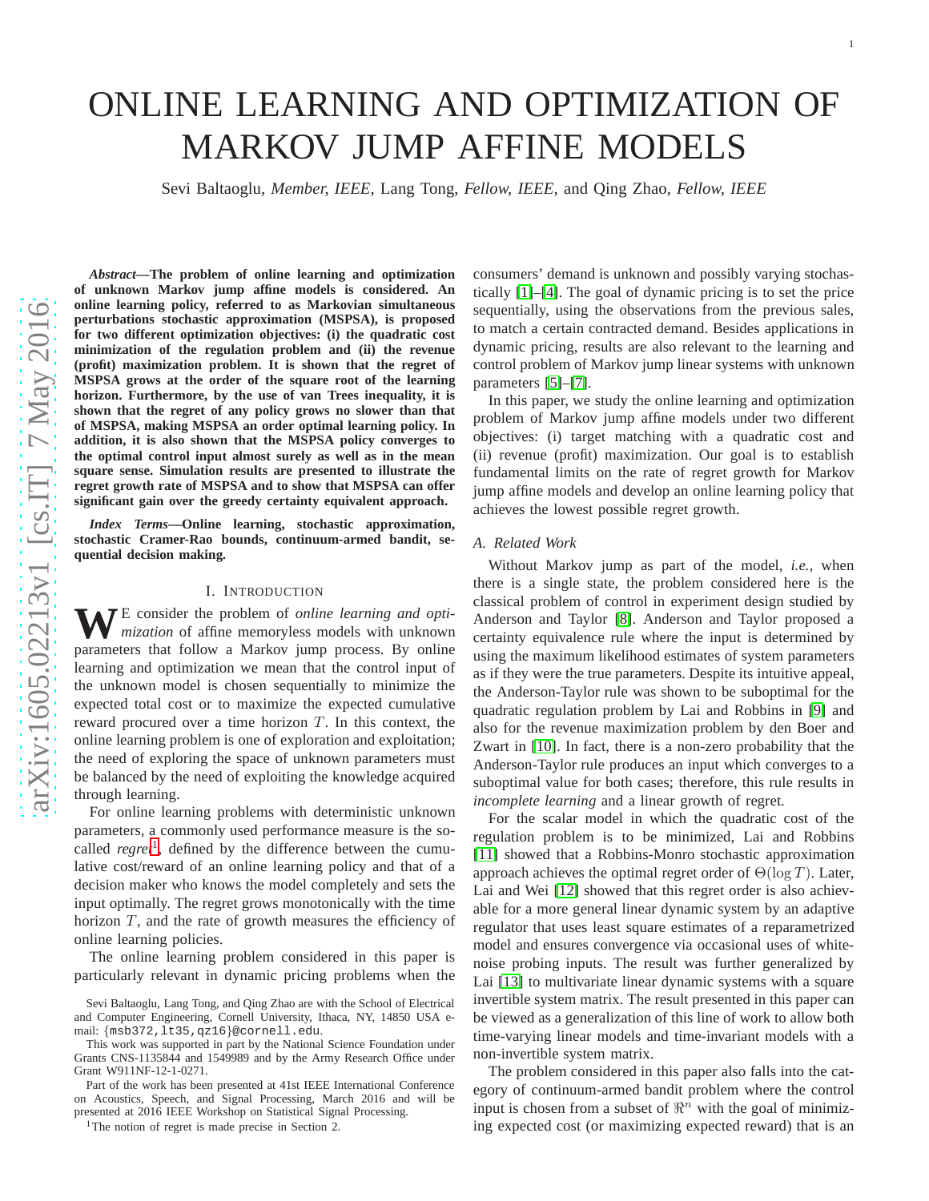# ONLINE LEARNING AND OPTIMIZATION OF MARKOV JUMP AFFINE MODELS

Sevi Baltaoglu, *Member, IEEE,* Lang Tong, *Fellow, IEEE,* and Qing Zhao, *Fellow, IEEE*

***Abstract*—The problem of online learning and optimization of unknown Markov jump affine models is considered. An online learning policy, referred to as Markovian simultaneous perturbations stochastic approximation (MSPSA), is proposed for two different optimization objectives: (i) the quadratic cost minimization of the regulation problem and (ii) the revenue (profit) maximization problem. It is shown that the regret of MSPSA grows at the order of the square root of the learning horizon. Furthermore, by the use of van Trees inequality, it is shown that the regret of any policy grows no slower than that of MSPSA, making MSPSA an order optimal learning policy. In addition, it is also shown that the MSPSA policy converges to the optimal control input almost surely as well as in the mean square sense. Simulation results are presented to illustrate the regret growth rate of MSPSA and to show that MSPSA can offer significant gain over the greedy certainty equivalent approach.**

***Index Terms*—Online learning, stochastic approximation, stochastic Cramer-Rao bounds, continuum-armed bandit, sequential decision making.**

## I. Introduction

We consider the problem of *online learning and optimization* of affine memoryless models with unknown parameters that follow a Markov jump process. By online learning and optimization we mean that the control input of the unknown model is chosen sequentially to minimize the expected total cost or to maximize the expected cumulative reward procured over a time horizon $T$. In this context, the online learning problem is one of exploration and exploitation; the need of exploring the space of unknown parameters must be balanced by the need of exploiting the knowledge acquired through learning.

For online learning problems with deterministic unknown parameters, a commonly used performance measure is the so-called *regret*[1], defined by the difference between the cumulative cost/reward of an online learning policy and that of a decision maker who knows the model completely and sets the input optimally. The regret grows monotonically with the time horizon $T$, and the rate of growth measures the efficiency of online learning policies.

The online learning problem considered in this paper is particularly relevant in dynamic pricing problems when the consumers' demand is unknown and possibly varying stochastically [1]–[4]. The goal of dynamic pricing is to set the price sequentially, using the observations from the previous sales, to match a certain contracted demand. Besides applications in dynamic pricing, results are also relevant to the learning and control problem of Markov jump linear systems with unknown parameters [5]–[7].

In this paper, we study the online learning and optimization problem of Markov jump affine models under two different objectives: (i) target matching with a quadratic cost and (ii) revenue (profit) maximization. Our goal is to establish fundamental limits on the rate of regret growth for Markov jump affine models and develop an online learning policy that achieves the lowest possible regret growth.

### A. Related Work

Without Markov jump as part of the model, *i.e.*, when there is a single state, the problem considered here is the classical problem of control in experiment design studied by Anderson and Taylor [8]. Anderson and Taylor proposed a certainty equivalence rule where the input is determined by using the maximum likelihood estimates of system parameters as if they were the true parameters. Despite its intuitive appeal, the Anderson-Taylor rule was shown to be suboptimal for the quadratic regulation problem by Lai and Robbins in [9] and also for the revenue maximization problem by den Boer and Zwart in [10]. In fact, there is a non-zero probability that the Anderson-Taylor rule produces an input which converges to a suboptimal value for both cases; therefore, this rule results in *incomplete learning* and a linear growth of regret.

For the scalar model in which the quadratic cost of the regulation problem is to be minimized, Lai and Robbins [11] showed that a Robbins-Monro stochastic approximation approach achieves the optimal regret order of $\Theta(\log T)$. Later, Lai and Wei [12] showed that this regret order is also achievable for a more general linear dynamic system by an adaptive regulator that uses least square estimates of a reparametrized model and ensures convergence via occasional uses of white-noise probing inputs. The result was further generalized by Lai [13] to multivariate linear dynamic systems with a square invertible system matrix. The result presented in this paper can be viewed as a generalization of this line of work to allow both time-varying linear models and time-invariant models with non-invertible system matrix.

The problem considered in this paper also falls into the category of continuum-armed bandit problem where the control input is chosen from a subset of $\Re^n$ with the goal of minimizing expected cost (or maximizing expected reward) that is an

---

Sevi Baltaoglu, Lang Tong, and Qing Zhao are with the School of Electrical and Computer Engineering, Cornell University, Ithaca, NY, 14850 USA e-mail: {msb372,lt35,qz16}@cornell.edu.

This work was supported in part by the National Science Foundation under Grants CNS-1135844 and 1549989 and by the Army Research Office under Grant W911NF-12-1-0271.

Part of the work has been presented at 41st IEEE International Conference on Acoustics, Speech, and Signal Processing, March 2016 and will be presented at 2016 IEEE Workshop on Statistical Signal Processing.

[1] The notion of regret is made precise in Section 2.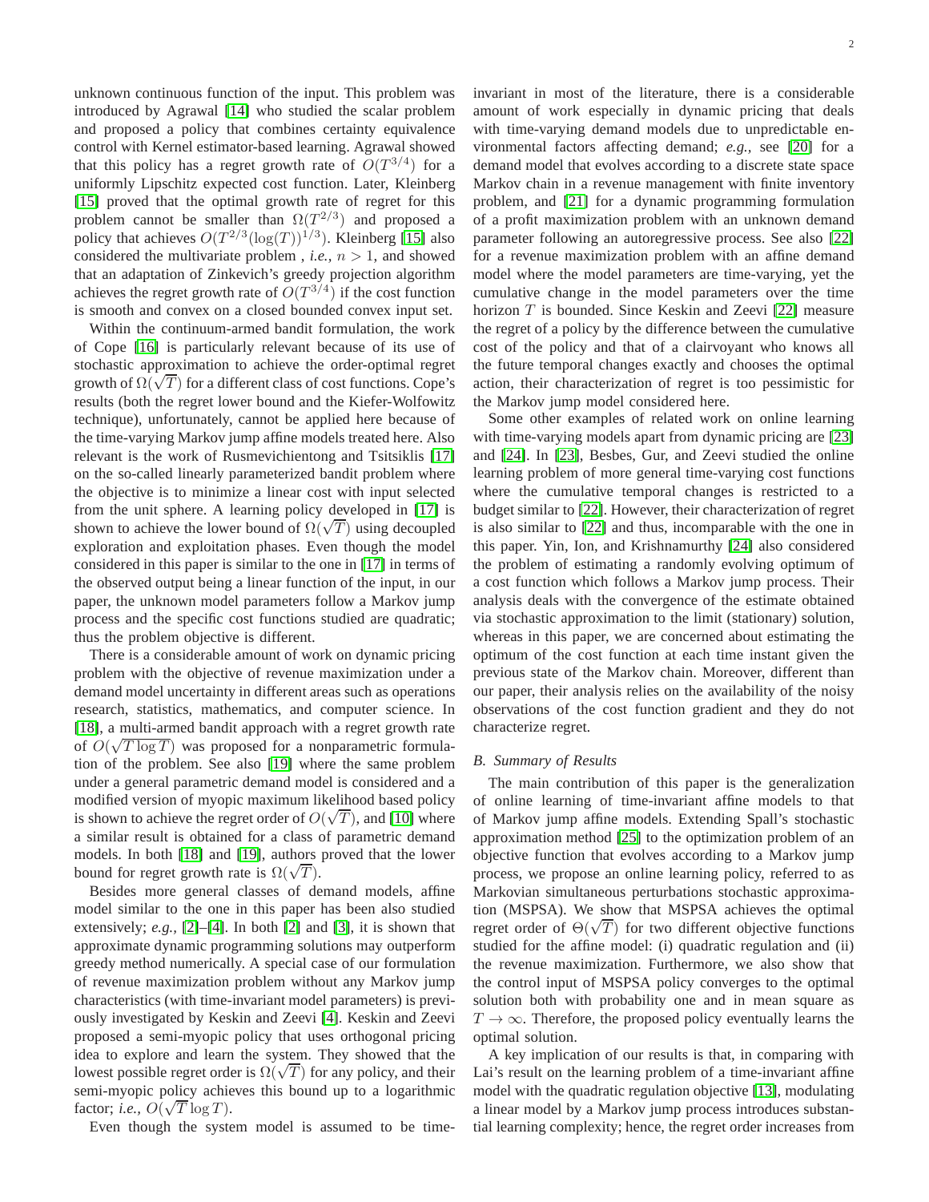unknown continuous function of the input. This problem was introduced by Agrawal [14] who studied the scalar problem and proposed a policy that combines certainty equivalence control with Kernel estimator-based learning. Agrawal showed that this policy has a regret growth rate of $O(T^{3/4})$ for a uniformly Lipschitz expected cost function. Later, Kleinberg [15] proved that the optimal growth rate of regret for this problem cannot be smaller than $\Omega(T^{2/3})$ and proposed a policy that achieves $O(T^{2/3}(\log(T))^{1/3})$. Kleinberg [15] also considered the multivariate problem , *i.e.,* $n > 1$, and showed that an adaptation of Zinkevich's greedy projection algorithm achieves the regret growth rate of $O(T^{3/4})$ if the cost function is smooth and convex on a closed bounded convex input set.

Within the continuum-armed bandit formulation, the work of Cope [16] is particularly relevant because of its use of stochastic approximation to achieve the order-optimal regret growth of $\Omega(\sqrt{T})$ for a different class of cost functions. Cope's results (both the regret lower bound and the Kiefer-Wolfowitz technique), unfortunately, cannot be applied here because of the time-varying Markov jump affine models treated here. Also relevant is the work of Rusmevichientong and Tsitsiklis [17] on the so-called linearly parameterized bandit problem where the objective is to minimize a linear cost with input selected from the unit sphere. A learning policy developed in [17] is shown to achieve the lower bound of $\Omega(\sqrt{T})$ using decoupled exploration and exploitation phases. Even though the model considered in this paper is similar to the one in [17] in terms of the observed output being a linear function of the input, in our paper, the unknown model parameters follow a Markov jump process and the specific cost functions studied are quadratic; thus the problem objective is different.

There is a considerable amount of work on dynamic pricing problem with the objective of revenue maximization under a demand model uncertainty in different areas such as operations research, statistics, mathematics, and computer science. In [18], a multi-armed bandit approach with a regret growth rate of $O(\sqrt{T \log T})$ was proposed for a nonparametric formulation of the problem. See also [19] where the same problem under a general parametric demand model is considered and a modified version of myopic maximum likelihood based policy is shown to achieve the regret order of $O(\sqrt{T})$, and [10] where a similar result is obtained for a class of parametric demand models. In both [18] and [19], authors proved that the lower bound for regret growth rate is $\Omega(\sqrt{T})$.

Besides more general classes of demand models, affine model similar to the one in this paper has been also studied extensively; *e.g.,* [2]–[4]. In both [2] and [3], it is shown that approximate dynamic programming solutions may outperform greedy method numerically. A special case of our formulation of revenue maximization problem without any Markov jump characteristics (with time-invariant model parameters) is previously investigated by Keskin and Zeevi [4]. Keskin and Zeevi proposed a semi-myopic policy that uses orthogonal pricing idea to explore and learn the system. They showed that the lowest possible regret order is $\Omega(\sqrt{T})$ for any policy, and their semi-myopic policy achieves this bound up to a logarithmic factor; *i.e.,* $O(\sqrt{T} \log T)$.

Even though the system model is assumed to be time-invariant in most of the literature, there is a considerable amount of work especially in dynamic pricing that deals with time-varying demand models due to unpredictable environmental factors affecting demand; *e.g.,* see [20] for a demand model that evolves according to a discrete state space Markov chain in a revenue management with finite inventory problem, and [21] for a dynamic programming formulation of a profit maximization problem with an unknown demand parameter following an autoregressive process. See also [22] for a revenue maximization problem with an affine demand model where the model parameters are time-varying, yet the cumulative change in the model parameters over the time horizon $T$ is bounded. Since Keskin and Zeevi [22] measure the regret of a policy by the difference between the cumulative cost of the policy and that of a clairvoyant who knows all the future temporal changes exactly and chooses the optimal action, their characterization of regret is too pessimistic for the Markov jump model considered here.

Some other examples of related work on online learning with time-varying models apart from dynamic pricing are [23] and [24]. In [23], Besbes, Gur, and Zeevi studied the online learning problem of more general time-varying cost functions where the cumulative temporal changes is restricted to a budget similar to [22]. However, their characterization of regret is also similar to [22] and thus, incomparable with the one in this paper. Yin, Ion, and Krishnamurthy [24] also considered the problem of estimating a randomly evolving optimum of a cost function which follows a Markov jump process. Their analysis deals with the convergence of the estimate obtained via stochastic approximation to the limit (stationary) solution, whereas in this paper, we are concerned about estimating the optimum of the cost function at each time instant given the previous state of the Markov chain. Moreover, different than our paper, their analysis relies on the availability of the noisy observations of the cost function gradient and they do not characterize regret.

### B. Summary of Results

The main contribution of this paper is the generalization of online learning of time-invariant affine models to that of Markov jump affine models. Extending Spall's stochastic approximation method [25] to the optimization problem of an objective function that evolves according to a Markov jump process, we propose an online learning policy, referred to as Markovian simultaneous perturbations stochastic approximation (MSPSA). We show that MSPSA achieves the optimal regret order of $\Theta(\sqrt{T})$ for two different objective functions studied for the affine model: (i) quadratic regulation and (ii) the revenue maximization. Furthermore, we also show that the control input of MSPSA policy converges to the optimal solution both with probability one and in mean square as $T \to \infty$. Therefore, the proposed policy eventually learns the optimal solution.

A key implication of our results is that, in comparing with Lai's result on the learning problem of a time-invariant affine model with the quadratic regulation objective [13], modulating a linear model by a Markov jump process introduces substantial learning complexity; hence, the regret order increases from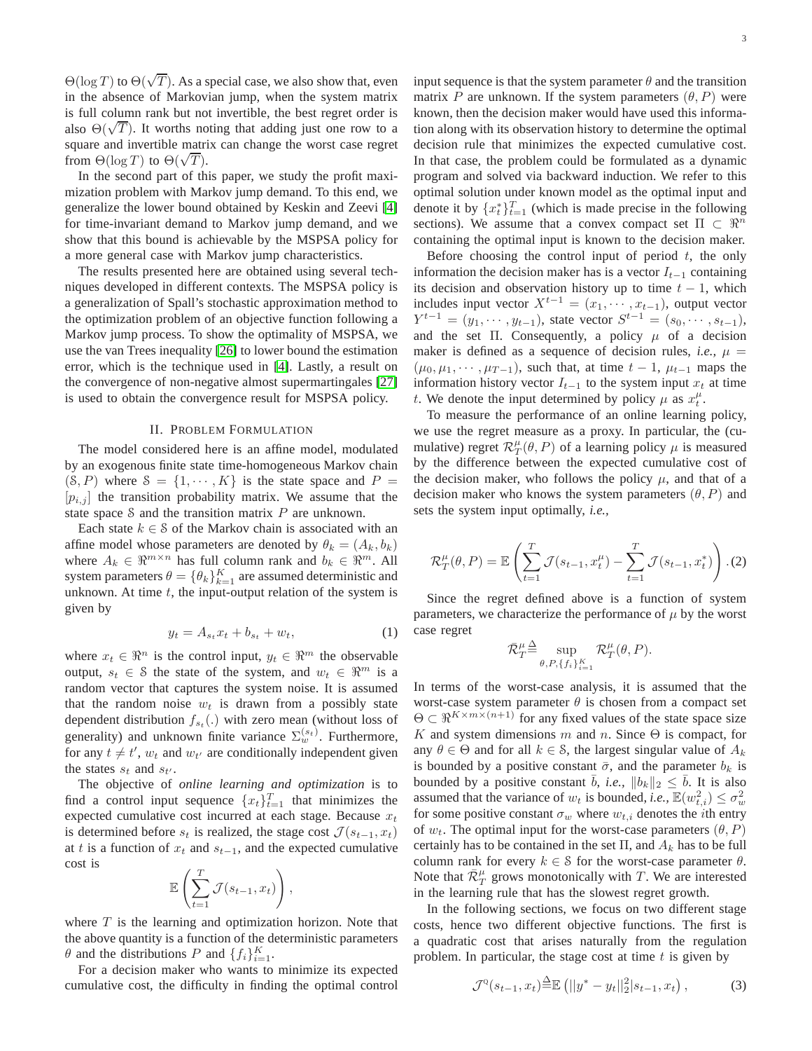$\Theta(\log T)$ to $\Theta(\sqrt{T})$. As a special case, we also show that, even in the absence of Markovian jump, when the system matrix is full column rank but not invertible, the best regret order is also $\Theta(\sqrt{T})$. It worths noting that adding just one row to a square and invertible matrix can change the worst case regret from $\Theta(\log T)$ to $\Theta(\sqrt{T})$.

In the second part of this paper, we study the profit maximization problem with Markov jump demand. To this end, we generalize the lower bound obtained by Keskin and Zeevi [4] for time-invariant demand to Markov jump demand, and we show that this bound is achievable by the MSPSA policy for a more general case with Markov jump characteristics.

The results presented here are obtained using several techniques developed in different contexts. The MSPSA policy is a generalization of Spall's stochastic approximation method to the optimization problem of an objective function following a Markov jump process. To show the optimality of MSPSA, we use the van Trees inequality [26] to lower bound the estimation error, which is the technique used in [4]. Lastly, a result on the convergence of non-negative almost supermartingales [27] is used to obtain the convergence result for MSPSA policy.

## II. Problem Formulation

The model considered here is an affine model, modulated by an exogenous finite state time-homogeneous Markov chain $(\mathcal{S}, P)$ where $\mathcal{S} = \{1, \cdots, K\}$ is the state space and $P = [p_{i,j}]$ the transition probability matrix. We assume that the state space $\mathcal{S}$ and the transition matrix $P$ are unknown.

Each state $k \in \mathcal{S}$ of the Markov chain is associated with an affine model whose parameters are denoted by $\theta_k = (A_k, b_k)$ where $A_k \in \Re^{m\times n}$ has full column rank and $b_k \in \Re^m$. All system parameters $\theta = \{\theta_k\}_{k=1}^K$ are assumed deterministic and unknown. At time $t$, the input-output relation of the system is given by

$$y_t = A_{s_t}x_t + b_{s_t} + w_t, \tag{1}$$

where $x_t \in \Re^n$ is the control input, $y_t \in \Re^m$ the observable output, $s_t \in \mathcal{S}$ the state of the system, and $w_t \in \Re^m$ is a random vector that captures the system noise. It is assumed that the random noise $w_t$ is drawn from a possibly state dependent distribution $f_{s_t}(.)$ with zero mean (without loss of generality) and unknown finite variance $\Sigma_w^{(s_t)}$. Furthermore, for any $t \neq t'$, $w_t$ and $w_{t'}$ are conditionally independent given the states $s_t$ and $s_{t'}$.

The objective of *online learning and optimization* is to find a control input sequence $\{x_t\}_{t=1}^T$ that minimizes the expected cumulative cost incurred at each stage. Because $x_t$ is determined before $s_t$ is realized, the stage cost $\mathcal{J}(s_{t-1}, x_t)$ at $t$ is a function of $x_t$ and $s_{t-1}$, and the expected cumulative cost is

$$\mathbb{E}\left(\sum_{t=1}^{T}\mathcal{J}(s_{t-1}, x_t)\right),$$

where $T$ is the learning and optimization horizon. Note that the above quantity is a function of the deterministic parameters $\theta$ and the distributions $P$ and $\{f_i\}_{i=1}^K$.

For a decision maker who wants to minimize its expected cumulative cost, the difficulty in finding the optimal control input sequence is that the system parameter $\theta$ and the transition matrix $P$ are unknown. If the system parameters $(\theta, P)$ were known, then the decision maker would have used this information along with its observation history to determine the optimal decision rule that minimizes the expected cumulative cost. In that case, the problem could be formulated as a dynamic program and solved via backward induction. We refer to this optimal solution under known model as the optimal input and denote it by $\{x_t^*\}_{t=1}^T$ (which is made precise in the following sections). We assume that a convex compact set $\Pi \subset \Re^n$ containing the optimal input is known to the decision maker.

Before choosing the control input of period $t$, the only information the decision maker has is a vector $I_{t-1}$ containing its decision and observation history up to time $t-1$, which includes input vector $X^{t-1} = (x_1, \cdots, x_{t-1})$, output vector $Y^{t-1} = (y_1, \cdots, y_{t-1})$, state vector $S^{t-1} = (s_0, \cdots, s_{t-1})$, and the set $\Pi$. Consequently, a policy $\mu$ of a decision maker is defined as a sequence of decision rules, *i.e.,* $\mu = (\mu_0, \mu_1, \cdots, \mu_{T-1})$, such that, at time $t-1$, $\mu_{t-1}$ maps the information history vector $I_{t-1}$ to the system input $x_t$ at time $t$. We denote the input determined by policy $\mu$ as $x_t^\mu$.

To measure the performance of an online learning policy, we use the regret measure as a proxy. In particular, the (cumulative) regret $\mathcal{R}_T^\mu(\theta, P)$ of a learning policy $\mu$ is measured by the difference between the expected cumulative cost of the decision maker, who follows the policy $\mu$, and that of a decision maker who knows the system parameters $(\theta, P)$ and sets the system input optimally, *i.e.,*

$$\mathcal{R}_T^\mu(\theta, P) = \mathbb{E}\left(\sum_{t=1}^{T}\mathcal{J}(s_{t-1}, x_t^\mu) - \sum_{t=1}^{T}\mathcal{J}(s_{t-1}, x_t^*)\right). \tag{2}$$

Since the regret defined above is a function of system parameters, we characterize the performance of $\mu$ by the worst case regret

$$\bar{\mathcal{R}}_T^\mu \overset{\Delta}{=} \sup_{\theta, P, \{f_i\}_{i=1}^K} \mathcal{R}_T^\mu(\theta, P).$$

In terms of the worst-case analysis, it is assumed that the worst-case system parameter $\theta$ is chosen from a compact set $\Theta \subset \Re^{K\times m\times(n+1)}$ for any fixed values of the state space size $K$ and system dimensions $m$ and $n$. Since $\Theta$ is compact, for any $\theta \in \Theta$ and for all $k \in \mathcal{S}$, the largest singular value of $A_k$ is bounded by a positive constant $\bar{\sigma}$, and the parameter $b_k$ is bounded by a positive constant $\bar{b}$, *i.e.,* $\|b_k\|_2 \leq \bar{b}$. It is also assumed that the variance of $w_t$ is bounded, *i.e.,* $\mathbb{E}(w_{t,i}^2) \leq \sigma_w^2$ for some positive constant $\sigma_w$ where $w_{t,i}$ denotes the $i$th entry of $w_t$. The optimal input for the worst-case parameters $(\theta, P)$ certainly has to be contained in the set $\Pi$, and $A_k$ has to be full column rank for every $k \in \mathcal{S}$ for the worst-case parameter $\theta$. Note that $\bar{\mathcal{R}}_T^\mu$ grows monotonically with $T$. We are interested in the learning rule that has the slowest regret growth.

In the following sections, we focus on two different stage costs, hence two different objective functions. The first is a quadratic cost that arises naturally from the regulation problem. In particular, the stage cost at time $t$ is given by

$$\mathcal{J}^{\text{q}}(s_{t-1}, x_t) \overset{\Delta}{=} \mathbb{E}\left(||y^* - y_t||_2^2 | s_{t-1}, x_t\right), \tag{3}$$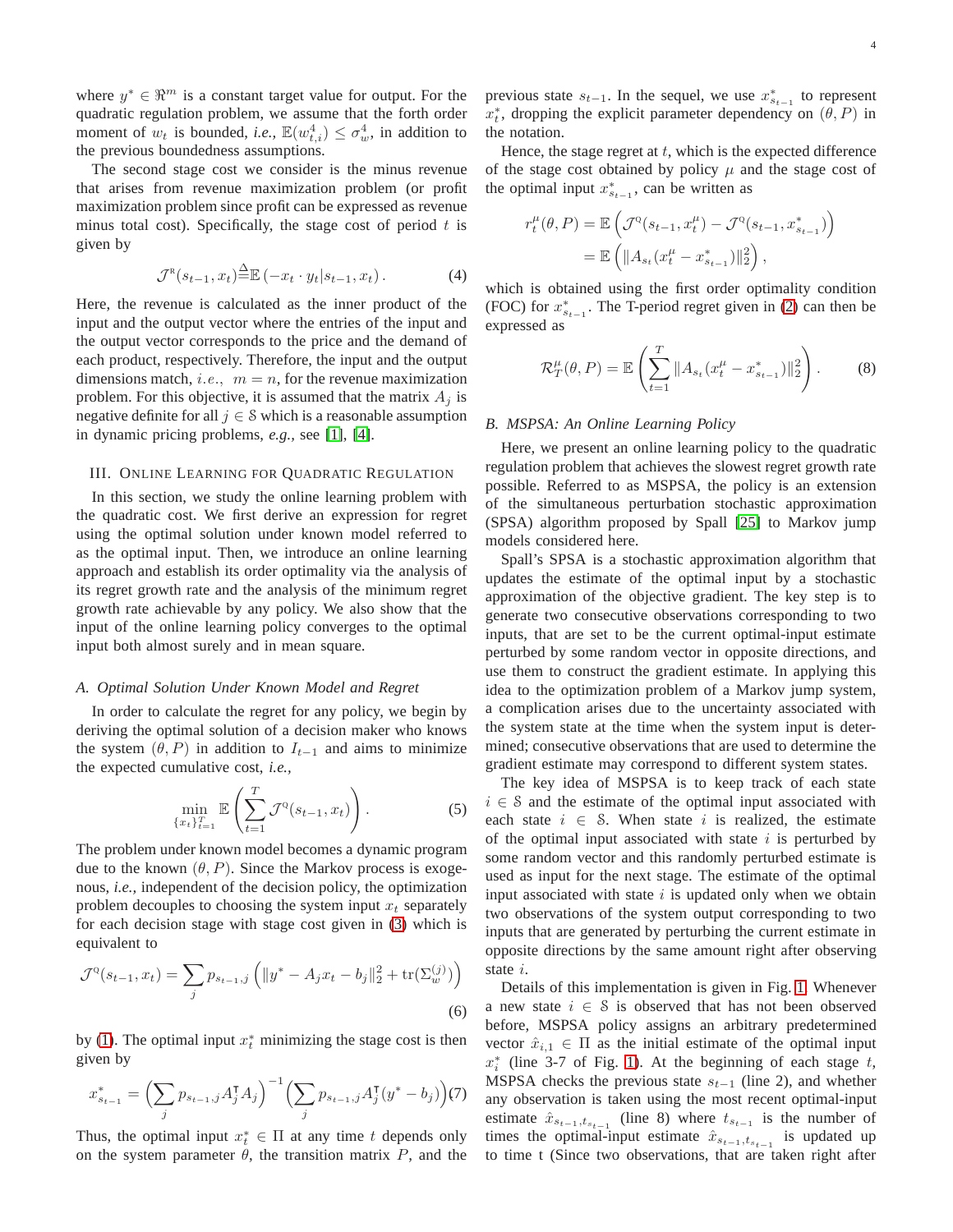where $y^* \in \Re^m$ is a constant target value for output. For the quadratic regulation problem, we assume that the forth order moment of $w_t$ is bounded, *i.e.,* $\mathbb{E}(w_{t,i}^4) \leq \sigma_w^4$, in addition to the previous boundedness assumptions.

The second stage cost we consider is the minus revenue that arises from revenue maximization problem (or profit maximization problem since profit can be expressed as revenue minus total cost). Specifically, the stage cost of period $t$ is given by

$$\mathcal{J}^{\text{R}}(s_{t-1}, x_t) \triangleq \mathbb{E}\left(-x_t \cdot y_t | s_{t-1}, x_t\right). \tag{4}$$

Here, the revenue is calculated as the inner product of the input and the output vector where the entries of the input and the output vector corresponds to the price and the demand of each product, respectively. Therefore, the input and the output dimensions match, *i.e.,* $m = n$, for the revenue maximization problem. For this objective, it is assumed that the matrix $A_j$ is negative definite for all $j \in \mathcal{S}$ which is a reasonable assumption in dynamic pricing problems, *e.g.,* see [1], [4].

## III. Online Learning for Quadratic Regulation

In this section, we study the online learning problem with the quadratic cost. We first derive an expression for regret using the optimal solution under known model referred to as the optimal input. Then, we introduce an online learning approach and establish its order optimality via the analysis of its regret growth rate and the analysis of the minimum regret growth rate achievable by any policy. We also show that the input of the online learning policy converges to the optimal input both almost surely and in mean square.

### A. Optimal Solution Under Known Model and Regret

In order to calculate the regret for any policy, we begin by deriving the optimal solution of a decision maker who knows the system $(\theta, P)$ in addition to $I_{t-1}$ and aims to minimize the expected cumulative cost, *i.e.,*

$$\min_{\{x_t\}_{t=1}^T} \mathbb{E}\left(\sum_{t=1}^{T} \mathcal{J}^{\text{Q}}(s_{t-1}, x_t)\right). \tag{5}$$

The problem under known model becomes a dynamic program due to the known $(\theta, P)$. Since the Markov process is exogenous, *i.e.,* independent of the decision policy, the optimization problem decouples to choosing the system input $x_t$ separately for each decision stage with stage cost given in (3) which is equivalent to

$$\mathcal{J}^{\text{Q}}(s_{t-1}, x_t) = \sum_{j} p_{s_{t-1},j}\left(\|y^* - A_j x_t - b_j\|_2^2 + \text{tr}(\Sigma_w^{(j)})\right) \tag{6}$$

by (1). The optimal input $x_t^*$ minimizing the stage cost is then given by

$$x_{s_{t-1}}^* = \Big(\sum_{j} p_{s_{t-1},j} A_j^\intercal A_j\Big)^{-1}\Big(\sum_{j} p_{s_{t-1},j} A_j^\intercal (y^* - b_j)\Big) \tag{7}$$

Thus, the optimal input $x_t^* \in \Pi$ at any time $t$ depends only on the system parameter $\theta$, the transition matrix $P$, and the previous state $s_{t-1}$. In the sequel, we use $x_{s_{t-1}}^*$ to represent $x_t^*$, dropping the explicit parameter dependency on $(\theta, P)$ in the notation.

Hence, the stage regret at $t$, which is the expected difference of the stage cost obtained by policy $\mu$ and the stage cost of the optimal input $x_{s_{t-1}}^*$, can be written as

$$\begin{aligned} r_t^\mu(\theta, P) &= \mathbb{E}\left(\mathcal{J}^{\text{Q}}(s_{t-1}, x_t^\mu) - \mathcal{J}^{\text{Q}}(s_{t-1}, x_{s_{t-1}}^*)\right) \\ &= \mathbb{E}\left(\|A_{s_t}(x_t^\mu - x_{s_{t-1}}^*)\|_2^2\right), \end{aligned}$$

which is obtained using the first order optimality condition (FOC) for $x_{s_{t-1}}^*$. The T-period regret given in (2) can then be expressed as

$$\mathcal{R}_T^\mu(\theta, P) = \mathbb{E}\left(\sum_{t=1}^{T} \|A_{s_t}(x_t^\mu - x_{s_{t-1}}^*)\|_2^2\right). \tag{8}$$

### B. MSPSA: An Online Learning Policy

Here, we present an online learning policy to the quadratic regulation problem that achieves the slowest regret growth rate possible. Referred to as MSPSA, the policy is an extension of the simultaneous perturbation stochastic approximation (SPSA) algorithm proposed by Spall [25] to Markov jump models considered here.

Spall's SPSA is a stochastic approximation algorithm that updates the estimate of the optimal input by a stochastic approximation of the objective gradient. The key step is to generate two consecutive observations corresponding to two inputs, that are set to be the current optimal-input estimate perturbed by some random vector in opposite directions, and use them to construct the gradient estimate. In applying this idea to the optimization problem of a Markov jump system, a complication arises due to the uncertainty associated with the system state at the time when the system input is determined; consecutive observations that are used to determine the gradient estimate may correspond to different system states.

The key idea of MSPSA is to keep track of each state $i \in \mathcal{S}$ and the estimate of the optimal input associated with each state $i \in \mathcal{S}$. When state $i$ is realized, the estimate of the optimal input associated with state $i$ is perturbed by some random vector and this randomly perturbed estimate is used as input for the next stage. The estimate of the optimal input associated with state $i$ is updated only when we obtain two observations of the system output corresponding to two inputs that are generated by perturbing the current estimate in opposite directions by the same amount right after observing state $i$.

Details of this implementation is given in Fig. 1. Whenever a new state $i \in \mathcal{S}$ is observed that has not been observed before, MSPSA policy assigns an arbitrary predetermined vector $\hat{x}_{i,1} \in \Pi$ as the initial estimate of the optimal input $x_i^*$ (line 3-7 of Fig. 1). At the beginning of each stage $t$, MSPSA checks the previous state $s_{t-1}$ (line 2), and whether any observation is taken using the most recent optimal-input estimate $\hat{x}_{s_{t-1},t_{s_{t-1}}}$ (line 8) where $t_{s_{t-1}}$ is the number of times the optimal-input estimate $\hat{x}_{s_{t-1},t_{s_{t-1}}}$ is updated up to time t (Since two observations, that are taken right after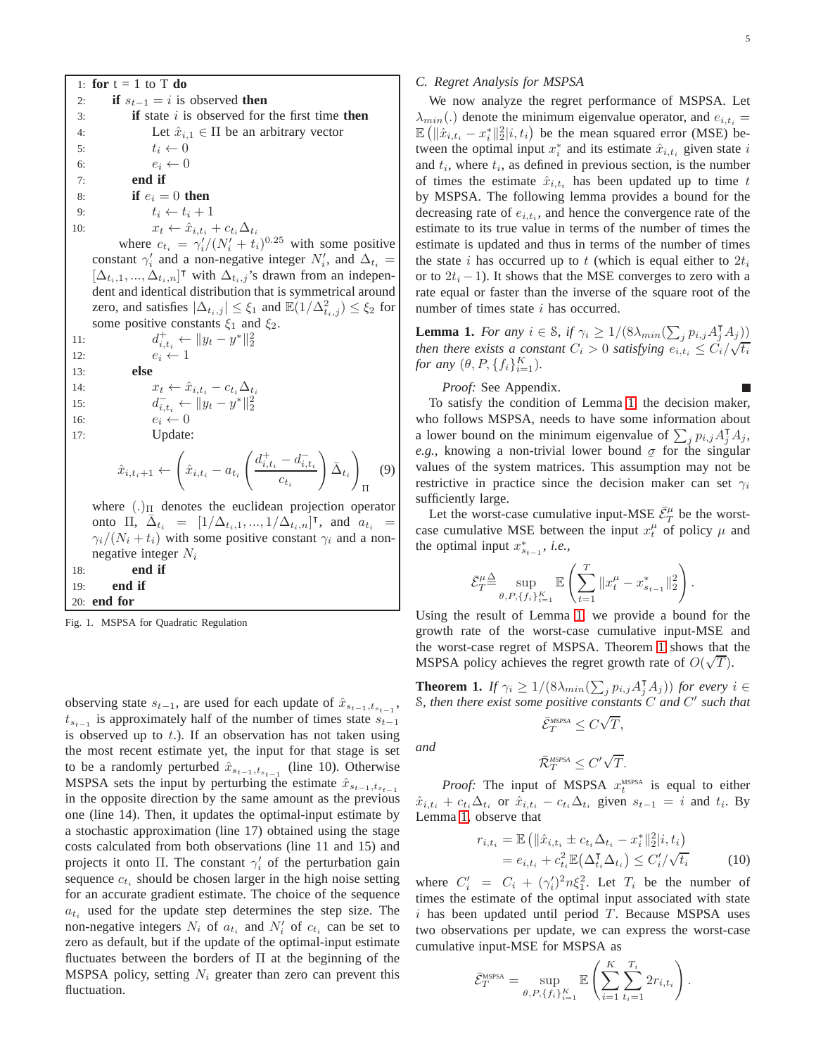```
1:  for t = 1 to T do
2:      if s_{t-1} = i is observed then
3:          if state i is observed for the first time then
4:              Let x̂_{i,1} ∈ Π be an arbitrary vector
5:              t_i ← 0
6:              e_i ← 0
7:          end if
8:          if e_i = 0 then
9:              t_i ← t_i + 1
10:             x_t ← x̂_{i,t_i} + c_{t_i} Δ_{t_i}
```

where $c_{t_i} = \gamma_i'/(N_i' + t_i)^{0.25}$ with some positive constant $\gamma_i'$ and a non-negative integer $N_i'$, and $\Delta_{t_i} = [\Delta_{t_i,1}, ..., \Delta_{t_i,n}]^\intercal$ with $\Delta_{t_i,j}$'s drawn from an independent and identical distribution that is symmetrical around zero, and satisfies $|\Delta_{t_i,j}| \leq \xi_1$ and $\mathbb{E}(1/\Delta_{t_i,j}^2) \leq \xi_2$ for some positive constants $\xi_1$ and $\xi_2$.

```
11:             d^+_{i,t_i} ← ||y_t − y*||_2^2
12:             e_i ← 1
13:         else
14:             x_t ← x̂_{i,t_i} − c_{t_i} Δ_{t_i}
15:             d^-_{i,t_i} ← ||y_t − y*||_2^2
16:             e_i ← 0
17:             Update:
```

$$\hat{x}_{i,t_i+1} \leftarrow \left( \hat{x}_{i,t_i} - a_{t_i} \left( \frac{d^+_{i,t_i} - d^-_{i,t_i}}{c_{t_i}} \right) \bar{\Delta}_{t_i} \right)_{\Pi} \quad (9)$$

where $(.)_{\Pi}$ denotes the euclidean projection operator onto $\Pi$, $\bar{\Delta}_{t_i} = [1/\Delta_{t_i,1}, ..., 1/\Delta_{t_i,n}]^\intercal$, and $a_{t_i} = \gamma_i/(N_i + t_i)$ with some positive constant $\gamma_i$ and a non-negative integer $N_i$

```
18:         end if
19:     end if
20: end for
```

Fig. 1. MSPSA for Quadratic Regulation

observing state $s_{t-1}$, are used for each update of $\hat{x}_{s_{t-1},t_{s_{t-1}}}$, $t_{s_{t-1}}$ is approximately half of the number of times state $s_{t-1}$ is observed up to $t$.). If an observation has not taken using the most recent estimate yet, the input for that stage is set to be a randomly perturbed $\hat{x}_{s_{t-1},t_{s_{t-1}}}$ (line 10). Otherwise MSPSA sets the input by perturbing the estimate $\hat{x}_{s_{t-1},t_{s_{t-1}}}$ in the opposite direction by the same amount as the previous one (line 14). Then, it updates the optimal-input estimate by a stochastic approximation (line 17) obtained using the stage costs calculated from both observations (line 11 and 15) and projects it onto $\Pi$. The constant $\gamma_i'$ of the perturbation gain sequence $c_{t_i}$ should be chosen larger in the high noise setting for an accurate gradient estimate. The choice of the sequence $a_{t_i}$ used for the update step determines the step size. The non-negative integers $N_i$ of $a_{t_i}$ and $N_i'$ of $c_{t_i}$ can be set to zero as default, but if the update of the optimal-input estimate fluctuates between the borders of $\Pi$ at the beginning of the MSPSA policy, setting $N_i$ greater than zero can prevent this fluctuation.

### C. Regret Analysis for MSPSA

We now analyze the regret performance of MSPSA. Let $\lambda_{min}(.)$ denote the minimum eigenvalue operator, and $e_{i,t_i} = \mathbb{E}\left(\|\hat{x}_{i,t_i} - x_i^*\|_2^2 | i, t_i\right)$ be the mean squared error (MSE) between the optimal input $x_i^*$ and its estimate $\hat{x}_{i,t_i}$ given state $i$ and $t_i$, where $t_i$, as defined in previous section, is the number of times the estimate $\hat{x}_{i,t_i}$ has been updated up to time $t$ by MSPSA. The following lemma provides a bound for the decreasing rate of $e_{i,t_i}$, and hence the convergence rate of the estimate to its true value in terms of the number of times the estimate is updated and thus in terms of the number of times the state $i$ has occurred up to $t$ (which is equal either to $2t_i$ or to $2t_i - 1$). It shows that the MSE converges to zero with a rate equal or faster than the inverse of the square root of the number of times state $i$ has occurred.

**Lemma 1.** *For any $i \in \mathcal{S}$, if $\gamma_i \geq 1/(8\lambda_{min}(\sum_j p_{i,j} A_j^\intercal A_j))$ then there exists a constant $C_i > 0$ satisfying $e_{i,t_i} \leq C_i/\sqrt{t_i}$ for any $(\theta, P, \{f_i\}_{i=1}^K)$.*

*Proof:* See Appendix. ■

To satisfy the condition of Lemma 1, the decision maker, who follows MSPSA, needs to have some information about a lower bound on the minimum eigenvalue of $\sum_j p_{i,j} A_j^\intercal A_j$, *e.g.,* knowing a non-trivial lower bound $\underline{\sigma}$ for the singular values of the system matrices. This assumption may not be restrictive in practice since the decision maker can set $\gamma_i$ sufficiently large.

Let the worst-case cumulative input-MSE $\bar{\mathcal{E}}_T^\mu$ be the worst-case cumulative MSE between the input $x_t^\mu$ of policy $\mu$ and the optimal input $x^*_{s_{t-1}}$, *i.e.,*

$$\bar{\mathcal{E}}_T^\mu \triangleq \sup_{\theta, P, \{f_i\}_{i=1}^K} \mathbb{E}\left(\sum_{t=1}^T \|x_t^\mu - x^*_{s_{t-1}}\|_2^2\right).$$

Using the result of Lemma 1, we provide a bound for the growth rate of the worst-case cumulative input-MSE and the worst-case regret of MSPSA. Theorem 1 shows that the MSPSA policy achieves the regret growth rate of $O(\sqrt{T})$.

**Theorem 1.** *If $\gamma_i \geq 1/(8\lambda_{min}(\sum_j p_{i,j} A_j^\intercal A_j))$ for every $i \in \mathcal{S}$, then there exist some positive constants $C$ and $C'$ such that*

$$\bar{\mathcal{E}}_T^{\text{MSPSA}} \leq C\sqrt{T},$$

*and*

$$\bar{\mathcal{R}}_T^{\text{MSPSA}} \leq C'\sqrt{T}.$$

*Proof:* The input of MSPSA $x_t^{\text{MSPSA}}$ is equal to either $\hat{x}_{i,t_i} + c_{t_i}\Delta_{t_i}$ or $\hat{x}_{i,t_i} - c_{t_i}\Delta_{t_i}$ given $s_{t-1} = i$ and $t_i$. By Lemma 1, observe that

$$\begin{aligned} r_{i,t_i} &= \mathbb{E}\left(\|\hat{x}_{i,t_i} \pm c_{t_i}\Delta_{t_i} - x_i^*\|_2^2 | i, t_i\right) \\ &= e_{i,t_i} + c_{t_i}^2 \mathbb{E}\left(\Delta_{t_i}^\intercal \Delta_{t_i}\right) \leq C_i'/\sqrt{t_i} \end{aligned} \quad (10)$$

where $C_i' = C_i + (\gamma_i')^2 n\xi_1^2$. Let $T_i$ be the number of times the estimate of the optimal input associated with state $i$ has been updated until period $T$. Because MSPSA uses two observations per update, we can express the worst-case cumulative input-MSE for MSPSA as

$$\bar{\mathcal{E}}_T^{\text{MSPSA}} = \sup_{\theta, P, \{f_i\}_{i=1}^K} \mathbb{E}\left(\sum_{i=1}^K \sum_{t_i=1}^{T_i} 2r_{i,t_i}\right).$$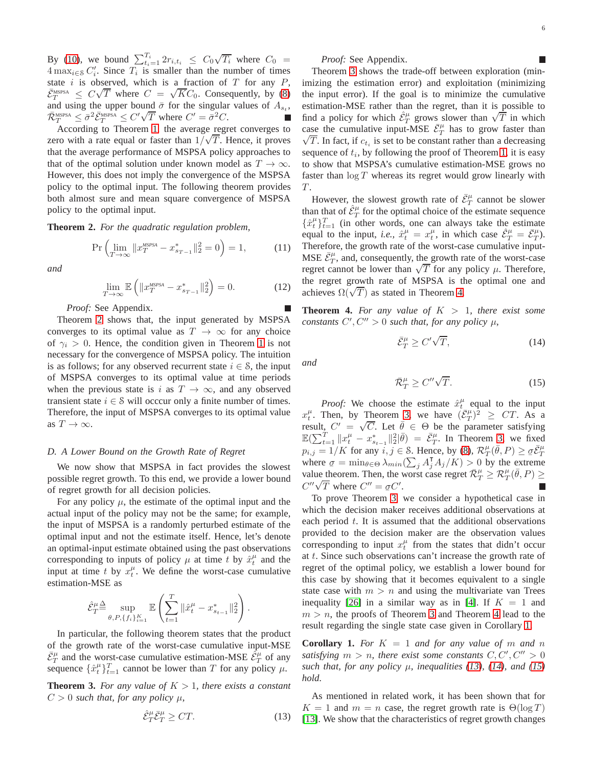By (10), we bound $\sum_{t_i=1}^{T_i} 2r_{i,t_i} \leq C_0\sqrt{T_i}$ where $C_0 = 4\max_{i\in\mathcal{S}} C_i'$. Since $T_i$ is smaller than the number of times state $i$ is observed, which is a fraction of $T$ for any $P$, $\bar{\mathcal{E}}_T^{\text{MSPSA}} \leq C\sqrt{T}$ where $C = \sqrt{K}C_0$. Consequently, by (8) and using the upper bound $\bar{\sigma}$ for the singular values of $A_{s_t}$, $\bar{\mathcal{R}}_T^{\text{MSPSA}} \leq \bar{\sigma}^2\bar{\mathcal{E}}_T^{\text{MSPSA}} \leq C'\sqrt{T}$ where $C' = \bar{\sigma}^2 C$. ∎

According to Theorem 1, the average regret converges to zero with a rate equal or faster than $1/\sqrt{T}$. Hence, it proves that the average performance of MSPSA policy approaches to that of the optimal solution under known model as $T\to\infty$. However, this does not imply the convergence of the MSPSA policy to the optimal input. The following theorem provides both almost sure and mean square convergence of MSPSA policy to the optimal input.

**Theorem 2.** *For the quadratic regulation problem,*

$$\Pr\left(\lim_{T\to\infty}\|x_T^{\text{MSPSA}} - x^*_{s_{T-1}}\|_2^2 = 0\right) = 1, \tag{11}$$

*and*

$$\lim_{T\to\infty}\mathbb{E}\left(\|x_T^{\text{MSPSA}} - x^*_{s_{T-1}}\|_2^2\right) = 0. \tag{12}$$

*Proof:* See Appendix. ∎

Theorem 2 shows that, the input generated by MSPSA converges to its optimal value as $T\to\infty$ for any choice of $\gamma_i > 0$. Hence, the condition given in Theorem 1 is not necessary for the convergence of MSPSA policy. The intuition is as follows; for any observed recurrent state $i\in\mathcal{S}$, the input of MSPSA converges to its optimal value at time periods when the previous state is $i$ as $T\to\infty$, and any observed transient state $i\in\mathcal{S}$ will occcur only a finite number of times. Therefore, the input of MSPSA converges to its optimal value as $T\to\infty$.

### D. A Lower Bound on the Growth Rate of Regret

We now show that MSPSA in fact provides the slowest possible regret growth. To this end, we provide a lower bound of regret growth for all decision policies.

For any policy $\mu$, the estimate of the optimal input and the actual input of the policy may not be the same; for example, the input of MSPSA is a randomly perturbed estimate of the optimal input and not the estimate itself. Hence, let's denote an optimal-input estimate obtained using the past observations corresponding to inputs of policy $\mu$ at time $t$ by $\hat{x}_t^\mu$ and the input at time $t$ by $x_t^\mu$. We define the worst-case cumulative estimation-MSE as

$$\hat{\mathcal{E}}_T^\mu \triangleq \sup_{\theta,P,\{f_i\}_{i=1}^K}\mathbb{E}\left(\sum_{t=1}^T\|\hat{x}_t^\mu - x^*_{s_{t-1}}\|_2^2\right).$$

In particular, the following theorem states that the product of the growth rate of the worst-case cumulative input-MSE $\bar{\mathcal{E}}_T^\mu$ and the worst-case cumulative estimation-MSE $\hat{\mathcal{E}}_T^\mu$ of any sequence $\{\hat{x}_t^\mu\}_{t=1}^T$ cannot be lower than $T$ for any policy $\mu$.

**Theorem 3.** *For any value of $K>1$, there exists a constant $C>0$ such that, for any policy $\mu$,*

$$\hat{\mathcal{E}}_T^\mu\bar{\mathcal{E}}_T^\mu \geq CT. \tag{13}$$

*Proof:* See Appendix. ∎

Theorem 3 shows the trade-off between exploration (minimizing the estimation error) and exploitation (minimizing the input error). If the goal is to minimize the cumulative estimation-MSE rather than the regret, than it is possible to find a policy for which $\hat{\mathcal{E}}_T^\mu$ grows slower than $\sqrt{T}$ in which case the cumulative input-MSE $\bar{\mathcal{E}}_T^\mu$ has to grow faster than $\sqrt{T}$. In fact, if $c_{t_i}$ is set to be constant rather than a decreasing sequence of $t_i$, by following the proof of Theorem 1, it is easy to show that MSPSA's cumulative estimation-MSE grows no faster than $\log T$ whereas its regret would grow linearly with $T$.

However, the slowest growth rate of $\bar{\mathcal{E}}_T^\mu$ cannot be slower than that of $\hat{\mathcal{E}}_T^\mu$ for the optimal choice of the estimate sequence $\{\hat{x}_t^\mu\}_{t=1}^T$ (in other words, one can always take the estimate equal to the input, *i.e.*, $\hat{x}_t^\mu = x_t^\mu$, in which case $\hat{\mathcal{E}}_T^\mu = \bar{\mathcal{E}}_T^\mu$). Therefore, the growth rate of the worst-case cumulative input-MSE $\bar{\mathcal{E}}_T^\mu$, and, consequently, the growth rate of the worst-case regret cannot be lower than $\sqrt{T}$ for any policy $\mu$. Therefore, the regret growth rate of MSPSA is the optimal one and achieves $\Omega(\sqrt{T})$ as stated in Theorem 4.

**Theorem 4.** *For any value of $K>1$, there exist some constants $C',C''>0$ such that, for any policy $\mu$,*

$$\bar{\mathcal{E}}_T^\mu \geq C'\sqrt{T}, \tag{14}$$

*and*

$$\bar{\mathcal{R}}_T^\mu \geq C''\sqrt{T}. \tag{15}$$

*Proof:* We choose the estimate $\hat{x}_t^\mu$ equal to the input $x_t^\mu$. Then, by Theorem 3, we have $(\bar{\mathcal{E}}_T^\mu)^2 \geq CT$. As a result, $C' = \sqrt{C}$. Let $\bar{\theta}\in\Theta$ be the parameter satisfying $\mathbb{E}(\sum_{t=1}^T\|x_t^\mu - x^*_{s_{t-1}}\|_2^2|\bar{\theta}) = \bar{\mathcal{E}}_T^\mu$. In Theorem 3, we fixed $p_{i,j} = 1/K$ for any $i,j\in\mathcal{S}$. Hence, by (8), $\mathcal{R}_T^\mu(\bar{\theta},P) \geq \underline{\sigma}\bar{\mathcal{E}}_T^\mu$ where $\underline{\sigma} = \min_{\theta\in\Theta}\lambda_{min}(\sum_j A_j^\intercal A_j/K) > 0$ by the extreme value theorem. Then, the worst case regret $\bar{\mathcal{R}}_T^\mu \geq \mathcal{R}_T^\mu(\bar{\theta},P) \geq C''\sqrt{T}$ where $C'' = \underline{\sigma}C'$. ∎

To prove Theorem 3, we consider a hypothetical case in which the decision maker receives additional observations at each period $t$. It is assumed that the additional observations provided to the decision maker are the observation values corresponding to input $x_t^\mu$ from the states that didn't occur at $t$. Since such observations can't increase the growth rate of regret of the optimal policy, we establish a lower bound for this case by showing that it becomes equivalent to a single state case with $m>n$ and using the multivariate van Trees inequality [26] in a similar way as in [4]. If $K=1$ and $m>n$, the proofs of Theorem 3 and Theorem 4 lead to the result regarding the single state case given in Corollary 1.

**Corollary 1.** *For $K=1$ and for any value of $m$ and $n$ satisfying $m>n$, there exist some constants $C,C',C''>0$ such that, for any policy $\mu$, inequalities (13), (14), and (15) hold.*

As mentioned in related work, it has been shown that for $K=1$ and $m=n$ case, the regret growth rate is $\Theta(\log T)$ [13]. We show that the characteristics of regret growth changes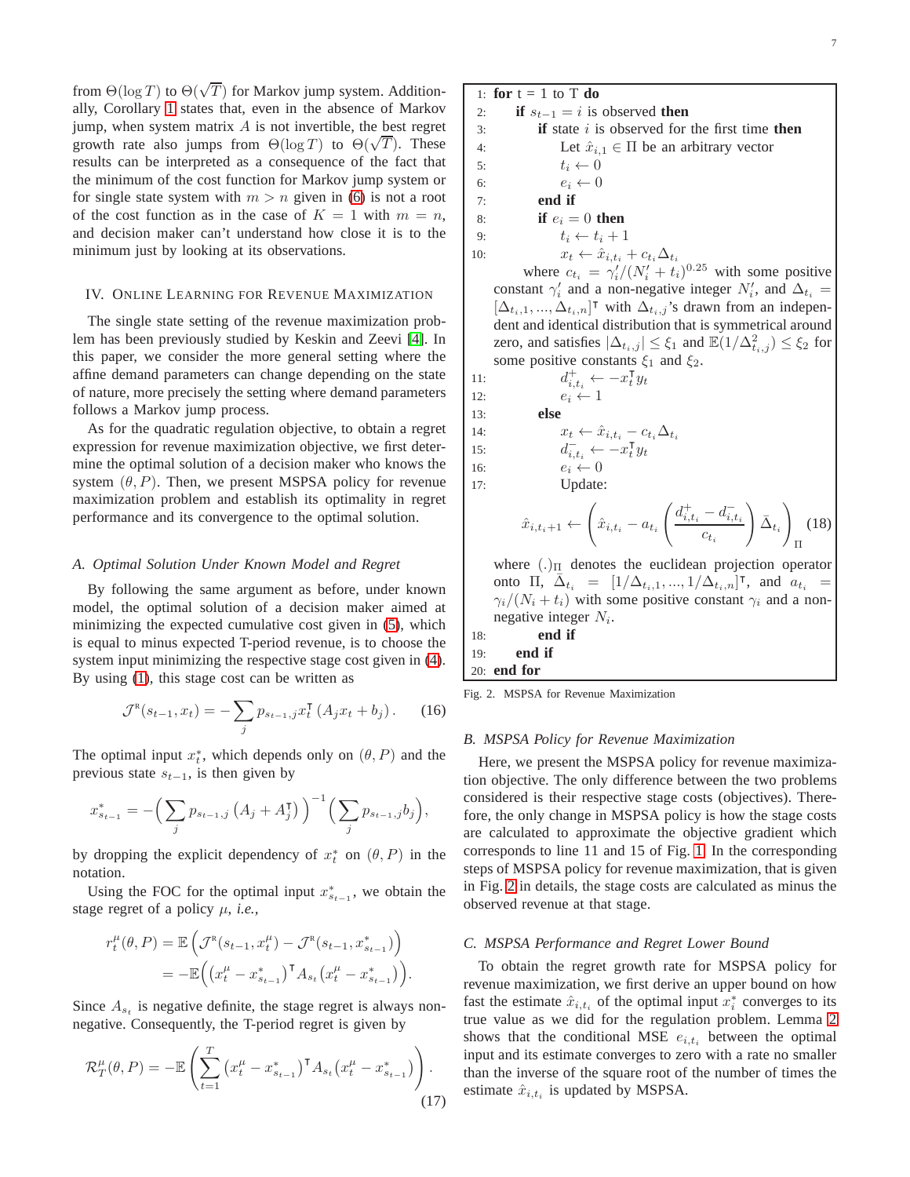from $\Theta(\log T)$ to $\Theta(\sqrt{T})$ for Markov jump system. Additionally, Corollary 1 states that, even in the absence of Markov jump, when system matrix $A$ is not invertible, the best regret growth rate also jumps from $\Theta(\log T)$ to $\Theta(\sqrt{T})$. These results can be interpreted as a consequence of the fact that the minimum of the cost function for Markov jump system or for single state system with $m > n$ given in (6) is not a root of the cost function as in the case of $K = 1$ with $m = n$, and decision maker can't understand how close it is to the minimum just by looking at its observations.

## IV. Online Learning for Revenue Maximization

The single state setting of the revenue maximization problem has been previously studied by Keskin and Zeevi [4]. In this paper, we consider the more general setting where the affine demand parameters can change depending on the state of nature, more precisely the setting where demand parameters follows a Markov jump process.

As for the quadratic regulation objective, to obtain a regret expression for revenue maximization objective, we first determine the optimal solution of a decision maker who knows the system $(\theta, P)$. Then, we present MSPSA policy for revenue maximization problem and establish its optimality in regret performance and its convergence to the optimal solution.

### *A. Optimal Solution Under Known Model and Regret*

By following the same argument as before, under known model, the optimal solution of a decision maker aimed at minimizing the expected cumulative cost given in (5), which is equal to minus expected T-period revenue, is to choose the system input minimizing the respective stage cost given in (4). By using (1), this stage cost can be written as

$$\mathcal{J}^{\text{R}}(s_{t-1}, x_t) = -\sum_j p_{s_{t-1},j} x_t^\intercal \left(A_j x_t + b_j\right). \tag{16}$$

The optimal input $x_t^*$, which depends only on $(\theta, P)$ and the previous state $s_{t-1}$, is then given by

$$x^*_{s_{t-1}} = -\Big(\sum_j p_{s_{t-1},j}\left(A_j + A_j^\intercal\right)\Big)^{-1}\Big(\sum_j p_{s_{t-1},j} b_j\Big),$$

by dropping the explicit dependency of $x_t^*$ on $(\theta, P)$ in the notation.

Using the FOC for the optimal input $x^*_{s_{t-1}}$, we obtain the stage regret of a policy $\mu$, *i.e.,*

$$\begin{aligned} r_t^\mu(\theta, P) &= \mathbb{E}\left(\mathcal{J}^{\text{R}}(s_{t-1}, x_t^\mu) - \mathcal{J}^{\text{R}}(s_{t-1}, x^*_{s_{t-1}})\right) \\ &= -\mathbb{E}\Big(\big(x_t^\mu - x^*_{s_{t-1}}\big)^\intercal A_{s_t}\big(x_t^\mu - x^*_{s_{t-1}}\big)\Big). \end{aligned}$$

Since $A_{s_t}$ is negative definite, the stage regret is always non-negative. Consequently, the T-period regret is given by

$$\mathcal{R}_T^\mu(\theta, P) = -\mathbb{E}\left(\sum_{t=1}^T \big(x_t^\mu - x^*_{s_{t-1}}\big)^\intercal A_{s_t}\big(x_t^\mu - x^*_{s_{t-1}}\big)\right). \tag{17}$$

```
1:  for t = 1 to T do
2:    if s_{t-1} = i is observed then
3:      if state i is observed for the first time then
4:        Let x̂_{i,1} ∈ Π be an arbitrary vector
5:        t_i ← 0
6:        e_i ← 0
7:      end if
8:      if e_i = 0 then
9:        t_i ← t_i + 1
10:       x_t ← x̂_{i,t_i} + c_{t_i} Δ_{t_i}
```

where $c_{t_i} = \gamma_i'/(N_i' + t_i)^{0.25}$ with some positive constant $\gamma_i'$ and a non-negative integer $N_i'$, and $\Delta_{t_i} = [\Delta_{t_i,1}, ..., \Delta_{t_i,n}]^\intercal$ with $\Delta_{t_i,j}$'s drawn from an independent and identical distribution that is symmetrical around zero, and satisfies $|\Delta_{t_i,j}| \le \xi_1$ and $\mathbb{E}(1/\Delta_{t_i,j}^2) \le \xi_2$ for some positive constants $\xi_1$ and $\xi_2$.

```
11:       d^+_{i,t_i} ← -x_t^T y_t
12:       e_i ← 1
13:     else
14:       x_t ← x̂_{i,t_i} - c_{t_i} Δ_{t_i}
15:       d^-_{i,t_i} ← -x_t^T y_t
16:       e_i ← 0
17:       Update:
```

$$\hat{x}_{i,t_i+1} \leftarrow \left(\hat{x}_{i,t_i} - a_{t_i}\left(\frac{d^+_{i,t_i} - d^-_{i,t_i}}{c_{t_i}}\right)\bar{\Delta}_{t_i}\right)_\Pi \tag{18}$$

where $(.)_\Pi$ denotes the euclidean projection operator onto $\Pi$, $\bar{\Delta}_{t_i} = [1/\Delta_{t_i,1}, ..., 1/\Delta_{t_i,n}]^\intercal$, and $a_{t_i} = \gamma_i/(N_i + t_i)$ with some positive constant $\gamma_i$ and a non-negative integer $N_i$.

```
18:     end if
19:   end if
20: end for
```

Fig. 2. MSPSA for Revenue Maximization

### *B. MSPSA Policy for Revenue Maximization*

Here, we present the MSPSA policy for revenue maximization objective. The only difference between the two problems considered is their respective stage costs (objectives). Therefore, the only change in MSPSA policy is how the stage costs are calculated to approximate the objective gradient which corresponds to line 11 and 15 of Fig. 1. In the corresponding steps of MSPSA policy for revenue maximization, that is given in Fig. 2 in details, the stage costs are calculated as minus the observed revenue at that stage.

### *C. MSPSA Performance and Regret Lower Bound*

To obtain the regret growth rate for MSPSA policy for revenue maximization, we first derive an upper bound on how fast the estimate $\hat{x}_{i,t_i}$ of the optimal input $x_i^*$ converges to its true value as we did for the regulation problem. Lemma 2 shows that the conditional MSE $e_{i,t_i}$ between the optimal input and its estimate converges to zero with a rate no smaller than the inverse of the square root of the number of times the estimate $\hat{x}_{i,t_i}$ is updated by MSPSA.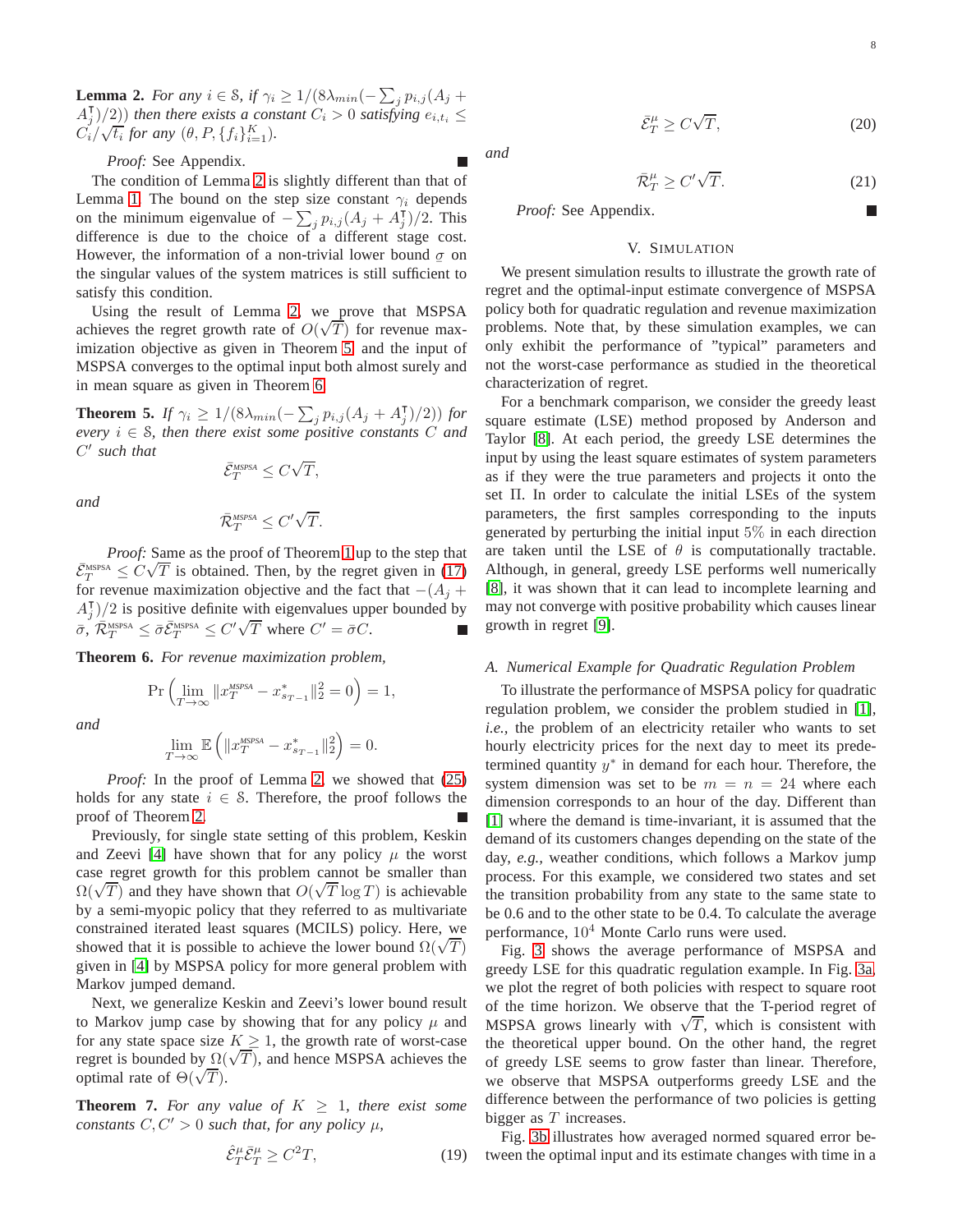**Lemma 2.** *For any $i \in \mathcal{S}$, if $\gamma_i \geq 1/(8\lambda_{min}(-\sum_j p_{i,j}(A_j + A_j^\intercal)/2))$ then there exists a constant $C_i > 0$ satisfying $e_{i,t_i} \leq C_i/\sqrt{t_i}$ for any $(\theta, P, \{f_i\}_{i=1}^K)$.*

*Proof:* See Appendix. ∎

The condition of Lemma 2 is slightly different than that of Lemma 1. The bound on the step size constant $\gamma_i$ depends on the minimum eigenvalue of $-\sum_j p_{i,j}(A_j + A_j^\intercal)/2$. This difference is due to the choice of a different stage cost. However, the information of a non-trivial lower bound $\underline{\sigma}$ on the singular values of the system matrices is still sufficient to satisfy this condition.

Using the result of Lemma 2, we prove that MSPSA achieves the regret growth rate of $O(\sqrt{T})$ for revenue maximization objective as given in Theorem 5 and the input of MSPSA converges to the optimal input both almost surely and in mean square as given in Theorem 6.

**Theorem 5.** *If $\gamma_i \geq 1/(8\lambda_{min}(-\sum_j p_{i,j}(A_j + A_j^\intercal)/2))$ for every $i \in \mathcal{S}$, then there exist some positive constants $C$ and $C'$ such that*

$$\bar{\mathcal{E}}_T^{\text{MSPSA}} \leq C\sqrt{T},$$

*and*

$$\bar{\mathcal{R}}_T^{\text{MSPSA}} \leq C'\sqrt{T}.$$

*Proof:* Same as the proof of Theorem 1 up to the step that $\bar{\mathcal{E}}_T^{\text{MSPSA}} \leq C\sqrt{T}$ is obtained. Then, by the regret given in (17) for revenue maximization objective and the fact that $-(A_j + A_j^\intercal)/2$ is positive definite with eigenvalues upper bounded by $\bar{\sigma}$, $\bar{\mathcal{R}}_T^{\text{MSPSA}} \leq \bar{\sigma}\bar{\mathcal{E}}_T^{\text{MSPSA}} \leq C'\sqrt{T}$ where $C' = \bar{\sigma}C$. ∎

**Theorem 6.** *For revenue maximization problem,*

$$\Pr\left(\lim_{T\to\infty} \|x_T^{\text{MSPSA}} - x_{s_{T-1}}^*\|_2^2 = 0\right) = 1,$$

*and*

$$\lim_{T\to\infty} \mathbb{E}\left(\|x_T^{\text{MSPSA}} - x_{s_{T-1}}^*\|_2^2\right) = 0.$$

*Proof:* In the proof of Lemma 2, we showed that (25) holds for any state $i \in \mathcal{S}$. Therefore, the proof follows the proof of Theorem 2. ∎

Previously, for single state setting of this problem, Keskin and Zeevi [4] have shown that for any policy $\mu$ the worst case regret growth for this problem cannot be smaller than $\Omega(\sqrt{T})$ and they have shown that $O(\sqrt{T}\log T)$ is achievable by a semi-myopic policy that they referred to as multivariate constrained iterated least squares (MCILS) policy. Here, we showed that it is possible to achieve the lower bound $\Omega(\sqrt{T})$ given in [4] by MSPSA policy for more general problem with Markov jumped demand.

Next, we generalize Keskin and Zeevi's lower bound result to Markov jump case by showing that for any policy $\mu$ and for any state space size $K \geq 1$, the growth rate of worst-case regret is bounded by $\Omega(\sqrt{T})$, and hence MSPSA achieves the optimal rate of $\Theta(\sqrt{T})$.

**Theorem 7.** *For any value of $K \geq 1$, there exist some constants $C, C' > 0$ such that, for any policy $\mu$,*

$$\hat{\mathcal{E}}_T^\mu \bar{\mathcal{E}}_T^\mu \geq C^2 T, \tag{19}$$

$$\bar{\mathcal{E}}_T^\mu \geq C\sqrt{T}, \tag{20}$$

*and*

$$\bar{\mathcal{R}}_T^\mu \geq C'\sqrt{T}. \tag{21}$$

*Proof:* See Appendix. ∎

## V. Simulation

We present simulation results to illustrate the growth rate of regret and the optimal-input estimate convergence of MSPSA policy both for quadratic regulation and revenue maximization problems. Note that, by these simulation examples, we can only exhibit the performance of "typical" parameters and not the worst-case performance as studied in the theoretical characterization of regret.

For a benchmark comparison, we consider the greedy least square estimate (LSE) method proposed by Anderson and Taylor [8]. At each period, the greedy LSE determines the input by using the least square estimates of system parameters as if they were the true parameters and projects it onto the set $\Pi$. In order to calculate the initial LSEs of the system parameters, the first samples corresponding to the inputs generated by perturbing the initial input 5% in each direction are taken until the LSE of $\theta$ is computationally tractable. Although, in general, greedy LSE performs well numerically [8], it was shown that it can lead to incomplete learning and may not converge with positive probability which causes linear growth in regret [9].

### A. Numerical Example for Quadratic Regulation Problem

To illustrate the performance of MSPSA policy for quadratic regulation problem, we consider the problem studied in [1], *i.e.*, the problem of an electricity retailer who wants to set hourly electricity prices for the next day to meet its predetermined quantity $y^*$ in demand for each hour. Therefore, the system dimension was set to be $m = n = 24$ where each dimension corresponds to an hour of the day. Different than [1] where the demand is time-invariant, it is assumed that the demand of its customers changes depending on the state of the day, *e.g.*, weather conditions, which follows a Markov jump process. For this example, we considered two states and set the transition probability from any state to the same state to be 0.6 and to the other state to be 0.4. To calculate the average performance, $10^4$ Monte Carlo runs were used.

Fig. 3 shows the average performance of MSPSA and greedy LSE for this quadratic regulation example. In Fig. 3a, we plot the regret of both policies with respect to square root of the time horizon. We observe that the T-period regret of MSPSA grows linearly with $\sqrt{T}$, which is consistent with the theoretical upper bound. On the other hand, the regret of greedy LSE seems to grow faster than linear. Therefore, we observe that MSPSA outperforms greedy LSE and the difference between the performance of two policies is getting bigger as $T$ increases.

Fig. 3b illustrates how averaged normed squared error between the optimal input and its estimate changes with time in a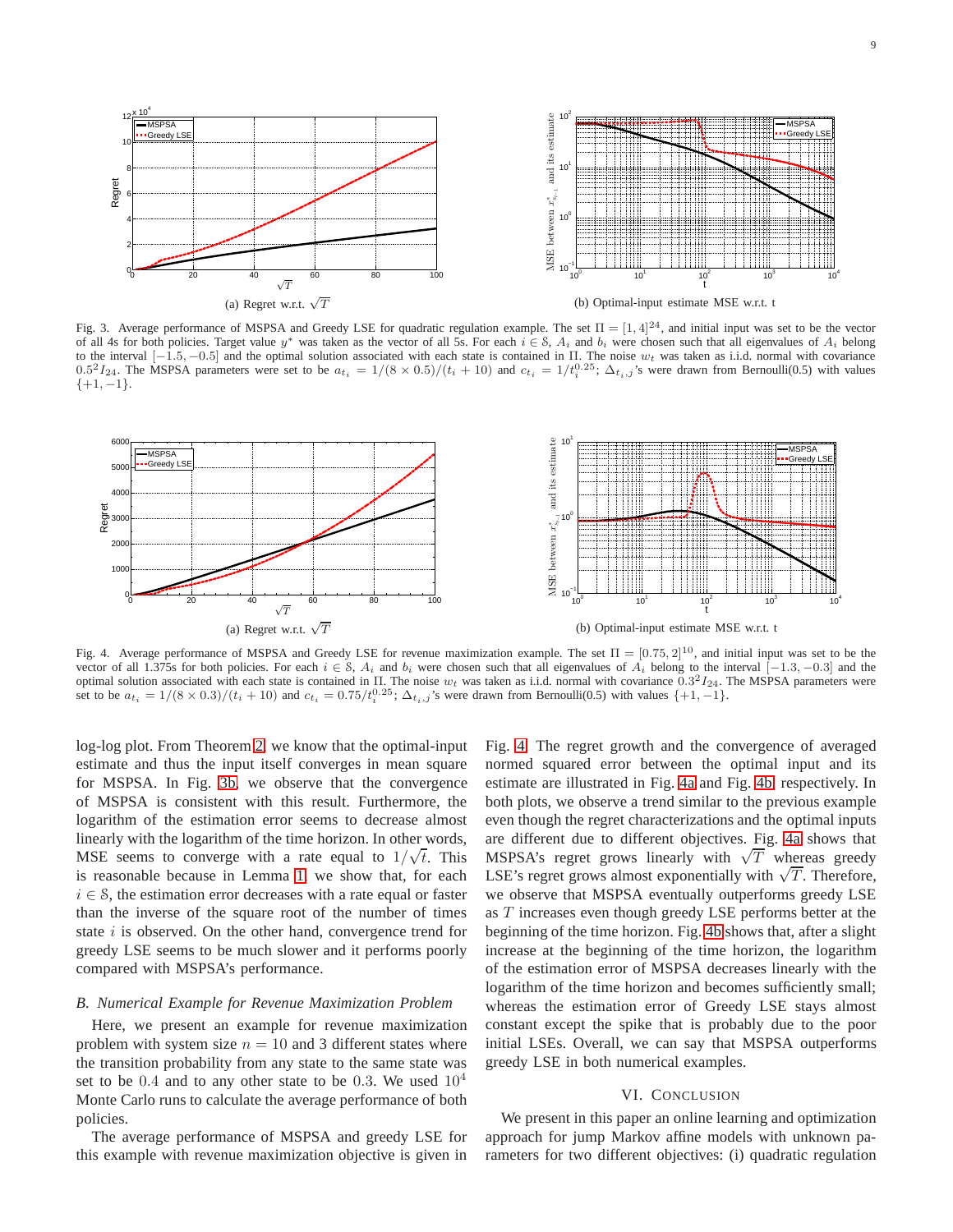(a) Regret w.r.t. $\sqrt{T}$

(b) Optimal-input estimate MSE w.r.t. t

Fig. 3. Average performance of MSPSA and Greedy LSE for quadratic regulation example. The set $\Pi = [1, 4]^{24}$, and initial input was set to be the vector of all 4s for both policies. Target value $y^*$ was taken as the vector of all 5s. For each $i \in \mathcal{S}$, $A_i$ and $b_i$ were chosen such that all eigenvalues of $A_i$ belong to the interval $[-1.5, -0.5]$ and the optimal solution associated with each state is contained in $\Pi$. The noise $w_t$ was taken as i.i.d. normal with covariance $0.5^2 I_{24}$. The MSPSA parameters were set to be $a_{t_i} = 1/(8 \times 0.5)/(t_i + 10)$ and $c_{t_i} = 1/t_i^{0.25}$; $\Delta_{t_i,j}$'s were drawn from Bernoulli(0.5) with values $\{+1, -1\}$.

(a) Regret w.r.t. $\sqrt{T}$

(b) Optimal-input estimate MSE w.r.t. t

Fig. 4. Average performance of MSPSA and Greedy LSE for revenue maximization example. The set $\Pi = [0.75, 2]^{10}$, and initial input was set to be the vector of all 1.375s for both policies. For each $i \in \mathcal{S}$, $A_i$ and $b_i$ were chosen such that all eigenvalues of $A_i$ belong to the interval $[-1.3, -0.3]$ and the optimal solution associated with each state is contained in $\Pi$. The noise $w_t$ was taken as i.i.d. normal with covariance $0.3^2 I_{24}$. The MSPSA parameters were set to be $a_{t_i} = 1/(8 \times 0.3)/(t_i + 10)$ and $c_{t_i} = 0.75/t_i^{0.25}$; $\Delta_{t_i,j}$'s were drawn from Bernoulli(0.5) with values $\{+1, -1\}$.

log-log plot. From Theorem 2, we know that the optimal-input estimate and thus the input itself converges in mean square for MSPSA. In Fig. 3b, we observe that the convergence of MSPSA is consistent with this result. Furthermore, the logarithm of the estimation error seems to decrease almost linearly with the logarithm of the time horizon. In other words, MSE seems to converge with a rate equal to $1/\sqrt{t}$. This is reasonable because in Lemma 1, we show that, for each $i \in \mathcal{S}$, the estimation error decreases with a rate equal or faster than the inverse of the square root of the number of times state $i$ is observed. On the other hand, convergence trend for greedy LSE seems to be much slower and it performs poorly compared with MSPSA's performance.

### B. Numerical Example for Revenue Maximization Problem

Here, we present an example for revenue maximization problem with system size $n = 10$ and 3 different states where the transition probability from any state to the same state was set to be 0.4 and to any other state to be 0.3. We used $10^4$ Monte Carlo runs to calculate the average performance of both policies.

The average performance of MSPSA and greedy LSE for this example with revenue maximization objective is given in Fig. 4. The regret growth and the convergence of averaged normed squared error between the optimal input and its estimate are illustrated in Fig. 4a and Fig. 4b, respectively. In both plots, we observe a trend similar to the previous example even though the regret characterizations and the optimal inputs are different due to different objectives. Fig. 4a shows that MSPSA's regret grows linearly with $\sqrt{T}$ whereas greedy LSE's regret grows almost exponentially with $\sqrt{T}$. Therefore, we observe that MSPSA eventually outperforms greedy LSE as $T$ increases even though greedy LSE performs better at the beginning of the time horizon. Fig. 4b shows that, after a slight increase at the beginning of the time horizon, the logarithm of the estimation error of MSPSA decreases linearly with the logarithm of the time horizon and becomes sufficiently small; whereas the estimation error of Greedy LSE stays almost constant except the spike that is probably due to the poor initial LSEs. Overall, we can say that MSPSA outperforms greedy LSE in both numerical examples.

## VI. Conclusion

We present in this paper an online learning and optimization approach for jump Markov affine models with unknown parameters for two different objectives: (i) quadratic regulation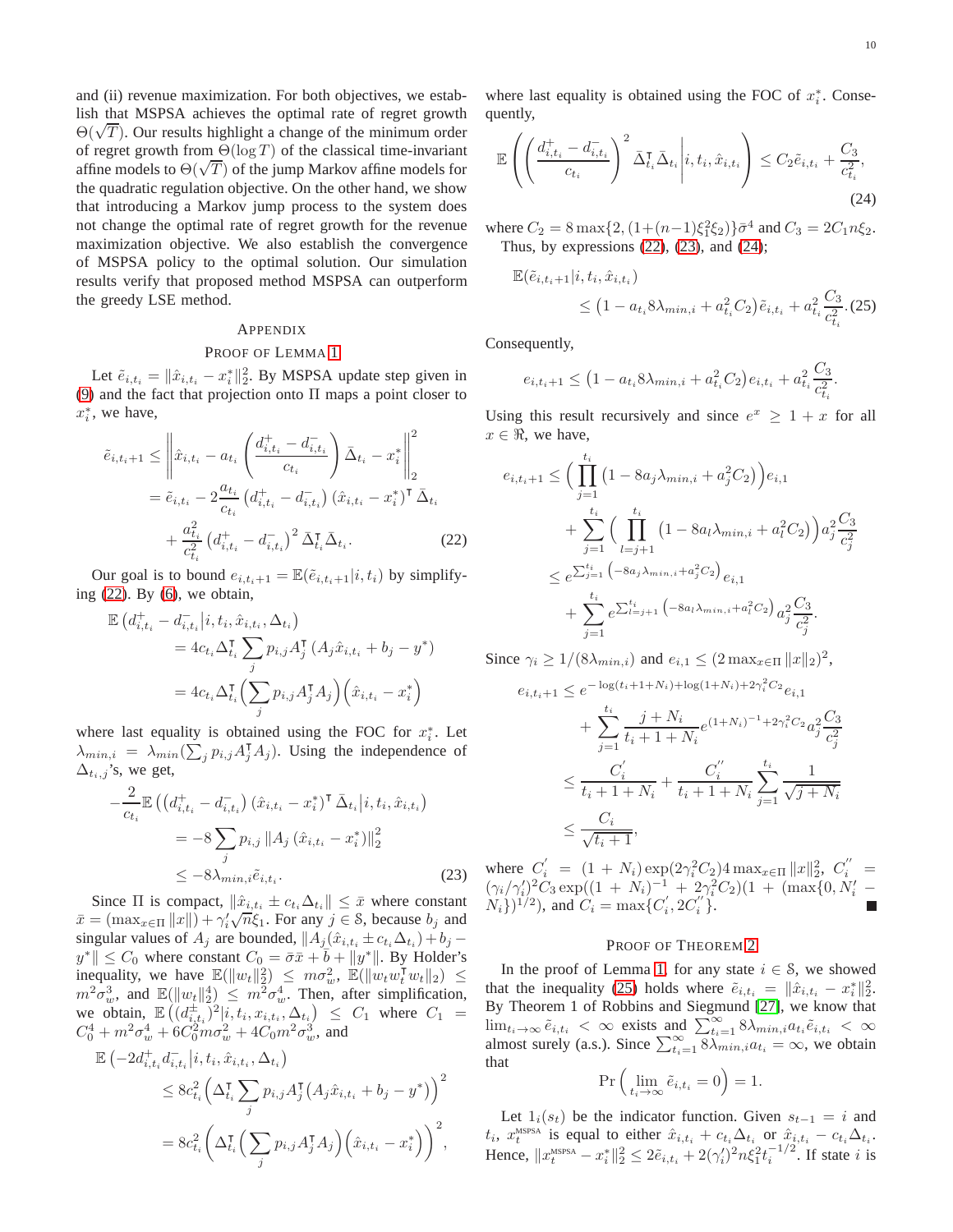and (ii) revenue maximization. For both objectives, we establish that MSPSA achieves the optimal rate of regret growth $\Theta(\sqrt{T})$. Our results highlight a change of the minimum order of regret growth from $\Theta(\log T)$ of the classical time-invariant affine models to $\Theta(\sqrt{T})$ of the jump Markov affine models for the quadratic regulation objective. On the other hand, we show that introducing a Markov jump process to the system does not change the optimal rate of regret growth for the revenue maximization objective. We also establish the convergence of MSPSA policy to the optimal solution. Our simulation results verify that proposed method MSPSA can outperform the greedy LSE method.

## Appendix

### Proof of Lemma 1

Let $\tilde{e}_{i,t_i} = \|\hat{x}_{i,t_i} - x_i^*\|_2^2$. By MSPSA update step given in (9) and the fact that projection onto $\Pi$ maps a point closer to $x_i^*$, we have,

$$\begin{aligned}\tilde{e}_{i,t_i+1} &\le \left\| \hat{x}_{i,t_i} - a_{t_i}\left(\frac{d^+_{i,t_i} - d^-_{i,t_i}}{c_{t_i}}\right)\bar{\Delta}_{t_i} - x_i^*\right\|_2^2 \\ &= \tilde{e}_{i,t_i} - 2\frac{a_{t_i}}{c_{t_i}}\left(d^+_{i,t_i} - d^-_{i,t_i}\right)(\hat{x}_{i,t_i} - x_i^*)^\intercal \bar{\Delta}_{t_i} \\ &\quad + \frac{a_{t_i}^2}{c_{t_i}^2}\left(d^+_{i,t_i} - d^-_{i,t_i}\right)^2 \bar{\Delta}_{t_i}^\intercal \bar{\Delta}_{t_i}. \qquad (22)\end{aligned}$$

Our goal is to bound $e_{i,t_i+1} = \mathbb{E}(\tilde{e}_{i,t_i+1}|i,t_i)$ by simplifying (22). By (6), we obtain,

$$\begin{aligned}\mathbb{E}&\left(d^+_{i,t_i} - d^-_{i,t_i}\middle| i, t_i, \hat{x}_{i,t_i}, \Delta_{t_i}\right) \\ &= 4c_{t_i}\Delta_{t_i}^\intercal \sum_j p_{i,j}A_j^\intercal\left(A_j\hat{x}_{i,t_i} + b_j - y^*\right) \\ &= 4c_{t_i}\Delta_{t_i}^\intercal\Big(\sum_j p_{i,j}A_j^\intercal A_j\Big)\Big(\hat{x}_{i,t_i} - x_i^*\Big)\end{aligned}$$

where last equality is obtained using the FOC for $x_i^*$. Let $\lambda_{min,i} = \lambda_{min}(\sum_j p_{i,j}A_j^\intercal A_j)$. Using the independence of $\Delta_{t_i,j}$'s, we get,

$$\begin{aligned}-\frac{2}{c_{t_i}}&\mathbb{E}\left(\left(d^+_{i,t_i} - d^-_{i,t_i}\right)(\hat{x}_{i,t_i} - x_i^*)^\intercal\bar{\Delta}_{t_i}\middle| i, t_i, \hat{x}_{i,t_i}\right) \\ &= -8\sum_j p_{i,j}\left\|A_j\left(\hat{x}_{i,t_i} - x_i^*\right)\right\|_2^2 \\ &\le -8\lambda_{min,i}\tilde{e}_{i,t_i}. \qquad (23)\end{aligned}$$

Since $\Pi$ is compact, $\|\hat{x}_{i,t_i} \pm c_{t_i}\Delta_{t_i}\| \le \bar{x}$ where constant $\bar{x} = (\max_{x\in\Pi}\|x\|) + \gamma_i'\sqrt{n}\xi_1$. For any $j \in \mathcal{S}$, because $b_j$ and singular values of $A_j$ are bounded, $\|A_j(\hat{x}_{i,t_i} \pm c_{t_i}\Delta_{t_i}) + b_j - y^*\| \le C_0$ where constant $C_0 = \bar{\sigma}\bar{x} + \bar{b} + \|y^*\|$. By Holder's inequality, we have $\mathbb{E}(\|w_t\|_2^2) \le m\sigma_w^2$, $\mathbb{E}(\|w_t w_t^\intercal w_t\|_2) \le m^2\sigma_w^3$, and $\mathbb{E}(\|w_t\|_2^4) \le m^2\sigma_w^4$. Then, after simplification, we obtain, $\mathbb{E}\left((d^\pm_{i,t_i})^2|i, t_i, x_{i,t_i}, \Delta_{t_i}\right) \le C_1$ where $C_1 = C_0^4 + m^2\sigma_w^4 + 6C_0^2 m\sigma_w^2 + 4C_0 m^2\sigma_w^3$, and

$$\begin{aligned}\mathbb{E}&\left(-2d^+_{i,t_i}d^-_{i,t_i}\middle| i, t_i, \hat{x}_{i,t_i}, \Delta_{t_i}\right) \\ &\le 8c_{t_i}^2\Big(\Delta_{t_i}^\intercal\sum_j p_{i,j}A_j^\intercal\left(A_j\hat{x}_{i,t_i} + b_j - y^*\right)\Big)^2 \\ &= 8c_{t_i}^2\Big(\Delta_{t_i}^\intercal\Big(\sum_j p_{i,j}A_j^\intercal A_j\Big)\Big(\hat{x}_{i,t_i} - x_i^*\Big)\Big)^2,\end{aligned}$$

where last equality is obtained using the FOC of $x_i^*$. Consequently,

$$\mathbb{E}\left(\left(\frac{d^+_{i,t_i} - d^-_{i,t_i}}{c_{t_i}}\right)^2\bar{\Delta}_{t_i}^\intercal\bar{\Delta}_{t_i}\middle| i, t_i, \hat{x}_{i,t_i}\right) \le C_2\tilde{e}_{i,t_i} + \frac{C_3}{c_{t_i}^2}, \qquad (24)$$

where $C_2 = 8\max\{2, (1+(n-1)\xi_1^2\xi_2)\}\bar{\sigma}^4$ and $C_3 = 2C_1 n\xi_2$.

Thus, by expressions (22), (23), and (24);

$$\begin{aligned}\mathbb{E}&(\tilde{e}_{i,t_i+1}|i, t_i, \hat{x}_{i,t_i}) \\ &\le \left(1 - a_{t_i}8\lambda_{min,i} + a_{t_i}^2C_2\right)\tilde{e}_{i,t_i} + a_{t_i}^2\frac{C_3}{c_{t_i}^2}. \qquad (25)\end{aligned}$$

Consequently,

$$e_{i,t_i+1} \le \left(1 - a_{t_i}8\lambda_{min,i} + a_{t_i}^2C_2\right)e_{i,t_i} + a_{t_i}^2\frac{C_3}{c_{t_i}^2}.$$

Using this result recursively and since $e^x \ge 1 + x$ for all $x \in \Re$, we have,

$$\begin{aligned}e_{i,t_i+1} &\le \Big(\prod_{j=1}^{t_i}\left(1 - 8a_j\lambda_{min,i} + a_j^2C_2\right)\Big)e_{i,1} \\ &\quad + \sum_{j=1}^{t_i}\Big(\prod_{l=j+1}^{t_i}\left(1 - 8a_l\lambda_{min,i} + a_l^2C_2\right)\Big)a_j^2\frac{C_3}{c_j^2} \\ &\le e^{\sum_{j=1}^{t_i}\left(-8a_j\lambda_{min,i} + a_j^2C_2\right)}e_{i,1} \\ &\quad + \sum_{j=1}^{t_i}e^{\sum_{l=j+1}^{t_i}\left(-8a_l\lambda_{min,i} + a_l^2C_2\right)}a_j^2\frac{C_3}{c_j^2}.\end{aligned}$$

Since $\gamma_i \ge 1/(8\lambda_{min,i})$ and $e_{i,1} \le (2\max_{x\in\Pi}\|x\|_2)^2$,

$$\begin{aligned}e_{i,t_i+1} &\le e^{-\log(t_i+1+N_i)+\log(1+N_i)+2\gamma_i^2C_2}e_{i,1} \\ &\quad + \sum_{j=1}^{t_i}\frac{j+N_i}{t_i+1+N_i}e^{(1+N_i)^{-1}+2\gamma_i^2C_2}a_j^2\frac{C_3}{c_j^2} \\ &\le \frac{C_i'}{t_i+1+N_i} + \frac{C_i''}{t_i+1+N_i}\sum_{j=1}^{t_i}\frac{1}{\sqrt{j+N_i}} \\ &\le \frac{C_i}{\sqrt{t_i+1}},\end{aligned}$$

where $C_i' = (1+N_i)\exp(2\gamma_i^2C_2)4\max_{x\in\Pi}\|x\|_2^2$, $C_i'' = (\gamma_i/\gamma_i')^2C_3\exp((1+N_i)^{-1} + 2\gamma_i^2C_2)(1 + (\max\{0, N_i' - N_i\})^{1/2})$, and $C_i = \max\{C_i', 2C_i''\}$. ∎

### Proof of Theorem 2

In the proof of Lemma 1, for any state $i \in \mathcal{S}$, we showed that the inequality (25) holds where $\tilde{e}_{i,t_i} = \|\hat{x}_{i,t_i} - x_i^*\|_2^2$. By Theorem 1 of Robbins and Siegmund [27], we know that $\lim_{t_i\to\infty}\tilde{e}_{i,t_i} < \infty$ exists and $\sum_{t_i=1}^{\infty}8\lambda_{min,i}a_{t_i}\tilde{e}_{i,t_i} < \infty$ almost surely (a.s.). Since $\sum_{t_i=1}^{\infty}8\lambda_{min,i}a_{t_i} = \infty$, we obtain that

$$\Pr\Big(\lim_{t_i\to\infty}\tilde{e}_{i,t_i} = 0\Big) = 1.$$

Let $1_i(s_t)$ be the indicator function. Given $s_{t-1} = i$ and $t_i$, $x_t^{\text{MSPSA}}$ is equal to either $\hat{x}_{i,t_i} + c_{t_i}\Delta_{t_i}$ or $\hat{x}_{i,t_i} - c_{t_i}\Delta_{t_i}$. Hence, $\|x_t^{\text{MSPSA}} - x_i^*\|_2^2 \le 2\tilde{e}_{i,t_i} + 2(\gamma_i')^2 n\xi_1^2 t_i^{-1/2}$. If state $i$ is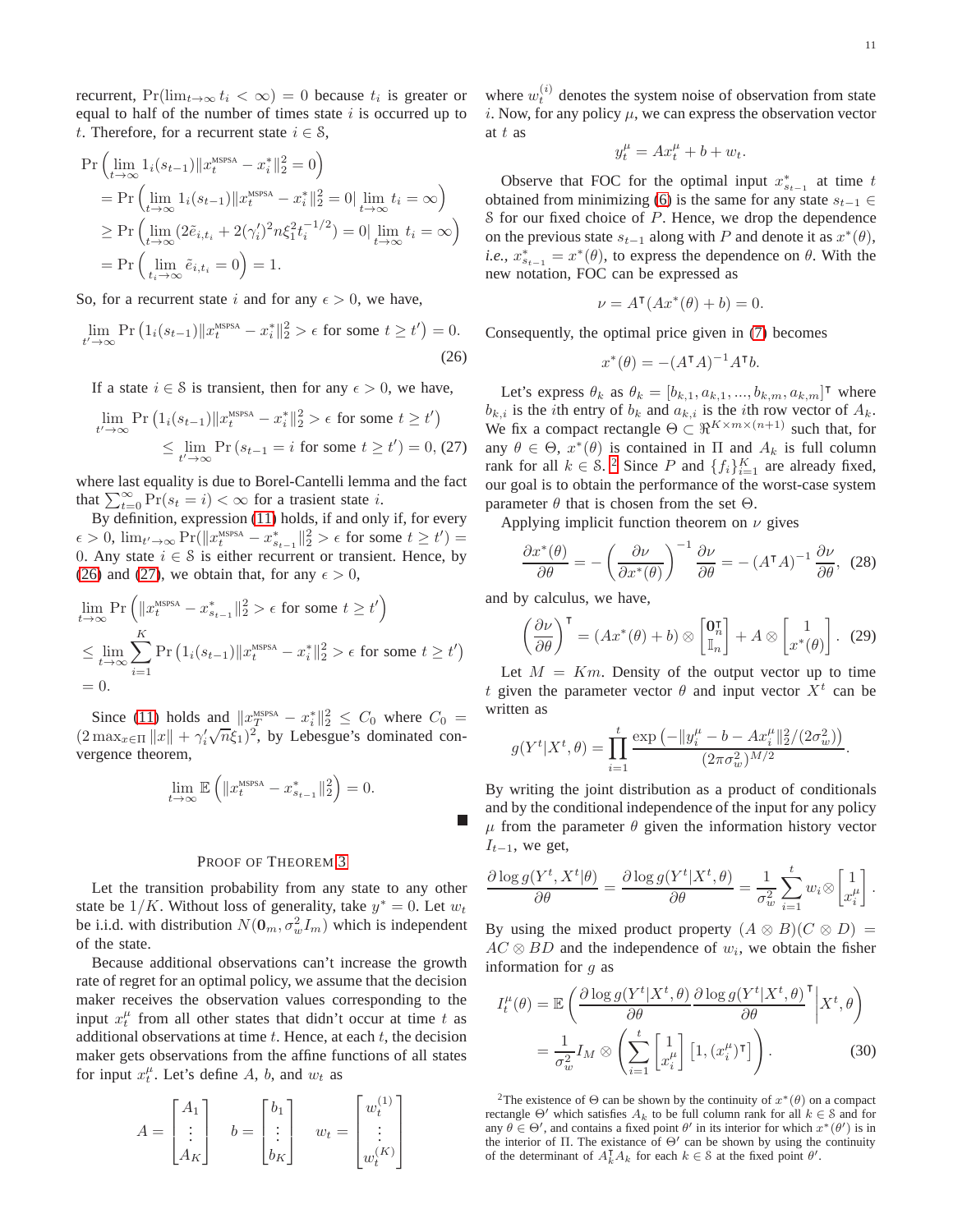recurrent, $\Pr(\lim_{t\to\infty} t_i < \infty) = 0$ because $t_i$ is greater or equal to half of the number of times state $i$ is occurred up to $t$. Therefore, for a recurrent state $i \in \mathcal{S}$,

$$
\begin{aligned}
&\Pr\left(\lim_{t\to\infty} 1_i(s_{t-1})\|x_t^{\text{MSPSA}} - x_i^*\|_2^2 = 0\right) \\
&= \Pr\left(\lim_{t\to\infty} 1_i(s_{t-1})\|x_t^{\text{MSPSA}} - x_i^*\|_2^2 = 0 | \lim_{t\to\infty} t_i = \infty\right) \\
&\geq \Pr\left(\lim_{t\to\infty} (2\tilde{e}_{i,t_i} + 2(\gamma_i')^2 n\xi_1^2 t_i^{-1/2}) = 0 | \lim_{t\to\infty} t_i = \infty\right) \\
&= \Pr\left(\lim_{t_i\to\infty} \tilde{e}_{i,t_i} = 0\right) = 1.
\end{aligned}
$$

So, for a recurrent state $i$ and for any $\epsilon > 0$, we have,

$$
\lim_{t'\to\infty} \Pr\left(1_i(s_{t-1})\|x_t^{\text{MSPSA}} - x_i^*\|_2^2 > \epsilon \text{ for some } t \geq t'\right) = 0. \tag{26}
$$

If a state $i \in \mathcal{S}$ is transient, then for any $\epsilon > 0$, we have,

$$
\begin{aligned}
&\lim_{t'\to\infty} \Pr\left(1_i(s_{t-1})\|x_t^{\text{MSPSA}} - x_i^*\|_2^2 > \epsilon \text{ for some } t \geq t'\right) \\
&\leq \lim_{t'\to\infty} \Pr\left(s_{t-1} = i \text{ for some } t \geq t'\right) = 0, \quad (27)
\end{aligned}
$$

where last equality is due to Borel-Cantelli lemma and the fact that $\sum_{t=0}^{\infty} \Pr(s_t = i) < \infty$ for a trasient state $i$.

By definition, expression (11) holds, if and only if, for every $\epsilon > 0$, $\lim_{t'\to\infty} \Pr(\|x_t^{\text{MSPSA}} - x_{s_{t-1}}^*\|_2^2 > \epsilon \text{ for some } t \geq t') = 0$. Any state $i \in \mathcal{S}$ is either recurrent or transient. Hence, by (26) and (27), we obtain that, for any $\epsilon > 0$,

$$
\begin{aligned}
&\lim_{t\to\infty} \Pr\left(\|x_t^{\text{MSPSA}} - x_{s_{t-1}}^*\|_2^2 > \epsilon \text{ for some } t \geq t'\right) \\
&\leq \lim_{t\to\infty} \sum_{i=1}^{K} \Pr\left(1_i(s_{t-1})\|x_t^{\text{MSPSA}} - x_i^*\|_2^2 > \epsilon \text{ for some } t \geq t'\right) \\
&= 0.
\end{aligned}
$$

Since (11) holds and $\|x_T^{\text{MSPSA}} - x_i^*\|_2^2 \leq C_0$ where $C_0 = (2\max_{x\in\Pi}\|x\| + \gamma_i'\sqrt{n}\xi_1)^2$, by Lebesgue's dominated convergence theorem,

$$
\lim_{t\to\infty} \mathbb{E}\left(\|x_t^{\text{MSPSA}} - x_{s_{t-1}}^*\|_2^2\right) = 0.
$$

■

## Proof of Theorem 3

Let the transition probability from any state to any other state be $1/K$. Without loss of generality, take $y^* = 0$. Let $w_t$ be i.i.d. with distribution $N(\mathbf{0}_m, \sigma_w^2 I_m)$ which is independent of the state.

Because additional observations can't increase the growth rate of regret for an optimal policy, we assume that the decision maker receives the observation values corresponding to the input $x_t^\mu$ from all other states that didn't occur at time $t$ as additional observations at time $t$. Hence, at each $t$, the decision maker gets observations from the affine functions of all states for input $x_t^\mu$. Let's define $A$, $b$, and $w_t$ as

$$
A = \begin{bmatrix} A_1 \\ \vdots \\ A_K \end{bmatrix} \quad b = \begin{bmatrix} b_1 \\ \vdots \\ b_K \end{bmatrix} \quad w_t = \begin{bmatrix} w_t^{(1)} \\ \vdots \\ w_t^{(K)} \end{bmatrix}
$$

where $w_t^{(i)}$ denotes the system noise of observation from state $i$. Now, for any policy $\mu$, we can express the observation vector at $t$ as

$$
y_t^\mu = Ax_t^\mu + b + w_t.
$$

Observe that FOC for the optimal input $x_{s_{t-1}}^*$ at time $t$ obtained from minimizing (6) is the same for any state $s_{t-1} \in \mathcal{S}$ for our fixed choice of $P$. Hence, we drop the dependence on the previous state $s_{t-1}$ along with $P$ and denote it as $x^*(\theta)$, *i.e.*, $x_{s_{t-1}}^* = x^*(\theta)$, to express the dependence on $\theta$. With the new notation, FOC can be expressed as

$$
\nu = A^\intercal(Ax^*(\theta) + b) = 0.
$$

Consequently, the optimal price given in (7) becomes

$$
x^*(\theta) = -(A^\intercal A)^{-1} A^\intercal b.
$$

Let's express $\theta_k$ as $\theta_k = [b_{k,1}, a_{k,1}, ..., b_{k,m}, a_{k,m}]^\intercal$ where $b_{k,i}$ is the $i$th entry of $b_k$ and $a_{k,i}$ is the $i$th row vector of $A_k$. We fix a compact rectangle $\Theta \subset \Re^{K\times m\times(n+1)}$ such that, for any $\theta \in \Theta$, $x^*(\theta)$ is contained in $\Pi$ and $A_k$ is full column rank for all $k \in \mathcal{S}$. [2] Since $P$ and $\{f_i\}_{i=1}^K$ are already fixed, our goal is to obtain the performance of the worst-case system parameter $\theta$ that is chosen from the set $\Theta$.

Applying implicit function theorem on $\nu$ gives

$$
\frac{\partial x^*(\theta)}{\partial \theta} = -\left(\frac{\partial \nu}{\partial x^*(\theta)}\right)^{-1} \frac{\partial \nu}{\partial \theta} = -\left(A^\intercal A\right)^{-1} \frac{\partial \nu}{\partial \theta}, \tag{28}
$$

and by calculus, we have,

$$
\left(\frac{\partial \nu}{\partial \theta}\right)^\intercal = (Ax^*(\theta) + b) \otimes \begin{bmatrix} \mathbf{0}_n^\intercal \\ \mathbb{I}_n \end{bmatrix} + A \otimes \begin{bmatrix} 1 \\ x^*(\theta) \end{bmatrix}. \tag{29}
$$

Let $M = Km$. Density of the output vector up to time $t$ given the parameter vector $\theta$ and input vector $X^t$ can be written as

$$
g(Y^t|X^t, \theta) = \prod_{i=1}^{t} \frac{\exp\left(-\|y_i^\mu - b - Ax_i^\mu\|_2^2/(2\sigma_w^2)\right)}{(2\pi\sigma_w^2)^{M/2}}.
$$

By writing the joint distribution as a product of conditionals and by the conditional independence of the input for any policy $\mu$ from the parameter $\theta$ given the information history vector $I_{t-1}$, we get,

$$
\frac{\partial \log g(Y^t, X^t|\theta)}{\partial \theta} = \frac{\partial \log g(Y^t|X^t, \theta)}{\partial \theta} = \frac{1}{\sigma_w^2} \sum_{i=1}^{t} w_i \otimes \begin{bmatrix} 1 \\ x_i^\mu \end{bmatrix}.
$$

By using the mixed product property $(A \otimes B)(C \otimes D) = AC \otimes BD$ and the independence of $w_i$, we obtain the fisher information for $g$ as

$$
\begin{aligned}
I_t^\mu(\theta) &= \mathbb{E}\left(\frac{\partial \log g(Y^t|X^t, \theta)}{\partial \theta} \frac{\partial \log g(Y^t|X^t, \theta)}{\partial \theta}^\intercal \middle| X^t, \theta\right) \\
&= \frac{1}{\sigma_w^2} I_M \otimes \left(\sum_{i=1}^{t} \begin{bmatrix} 1 \\ x_i^\mu \end{bmatrix} [1, (x_i^\mu)^\intercal]\right). \quad (30)
\end{aligned}
$$

[2] The existence of $\Theta$ can be shown by the continuity of $x^*(\theta)$ on a compact rectangle $\Theta'$ which satisfies $A_k$ to be full column rank for all $k \in \mathcal{S}$ and for any $\theta \in \Theta'$, and contains a fixed point $\theta'$ in its interior for which $x^*(\theta')$ is in the interior of $\Pi$. The existance of $\Theta'$ can be shown by using the continuity of the determinant of $A_k^\intercal A_k$ for each $k \in \mathcal{S}$ at the fixed point $\theta'$.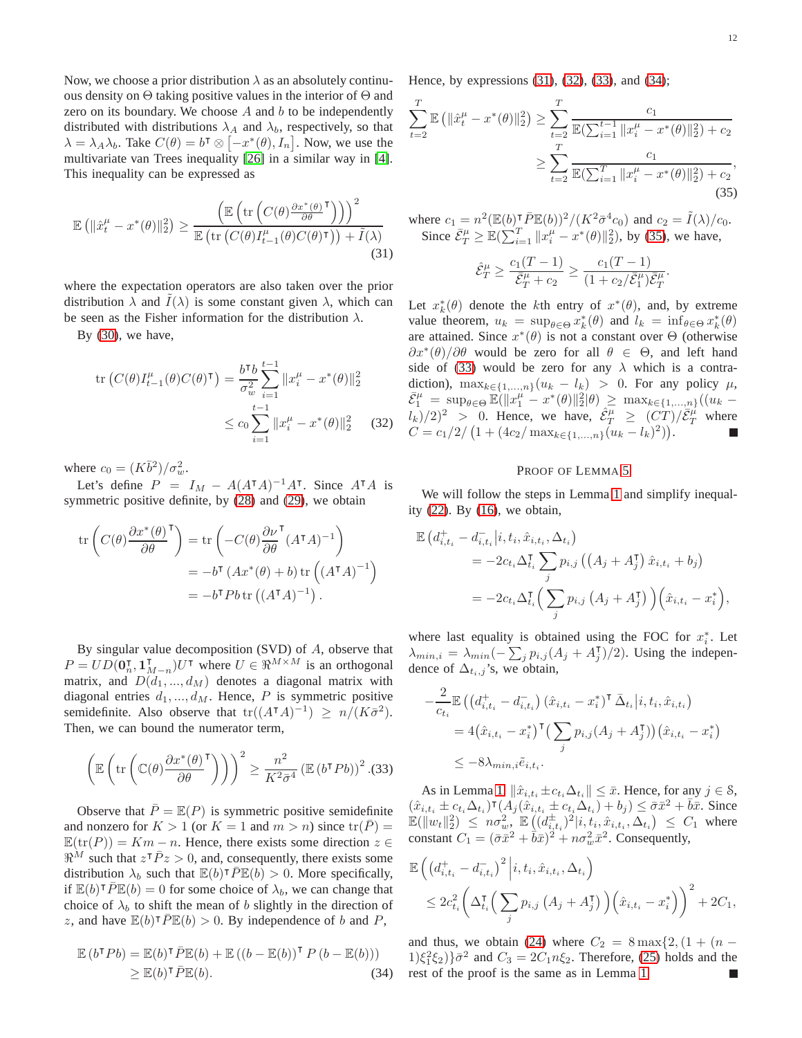Now, we choose a prior distribution $\lambda$ as an absolutely continuous density on $\Theta$ taking positive values in the interior of $\Theta$ and zero on its boundary. We choose $A$ and $b$ to be independently distributed with distributions $\lambda_A$ and $\lambda_b$, respectively, so that $\lambda = \lambda_A \lambda_b$. Take $C(\theta) = b^\intercal \otimes \left[-x^*(\theta), I_n\right]$. Now, we use the multivariate van Trees inequality [26] in a similar way in [4]. This inequality can be expressed as

$$\mathbb{E}\left(\|\hat{x}_t^\mu - x^*(\theta)\|_2^2\right) \geq \frac{\left(\mathbb{E}\left(\operatorname{tr}\left(C(\theta)\frac{\partial x^*(\theta)}{\partial \theta}^\intercal\right)\right)\right)^2}{\mathbb{E}\left(\operatorname{tr}\left(C(\theta)I_{t-1}^\mu C(\theta)^\intercal\right)\right) + \tilde{I}(\lambda)} \tag{31}$$

where the expectation operators are also taken over the prior distribution $\lambda$ and $\tilde{I}(\lambda)$ is some constant given $\lambda$, which can be seen as the Fisher information for the distribution $\lambda$.

By (30), we have,

$$\begin{aligned}
\operatorname{tr}\left(C(\theta)I_{t-1}^\mu(\theta)C(\theta)^\intercal\right) &= \frac{b^\intercal b}{\sigma_w^2}\sum_{i=1}^{t-1}\|x_i^\mu - x^*(\theta)\|_2^2 \\
&\leq c_0 \sum_{i=1}^{t-1}\|x_i^\mu - x^*(\theta)\|_2^2
\end{aligned} \tag{32}$$

where $c_0 = (K\bar{b}^2)/\sigma_w^2$.

Let's define $P = I_M - A(A^\intercal A)^{-1}A^\intercal$. Since $A^\intercal A$ is symmetric positive definite, by (28) and (29), we obtain

$$\begin{aligned}
\operatorname{tr}\left(C(\theta)\frac{\partial x^*(\theta)}{\partial \theta}^\intercal\right) &= \operatorname{tr}\left(-C(\theta)\frac{\partial \nu}{\partial \theta}^\intercal (A^\intercal A)^{-1}\right) \\
&= -b^\intercal\left(Ax^*(\theta) + b\right)\operatorname{tr}\left((A^\intercal A)^{-1}\right) \\
&= -b^\intercal P b \operatorname{tr}\left((A^\intercal A)^{-1}\right).
\end{aligned}$$

By singular value decomposition (SVD) of $A$, observe that $P = UD(\mathbf{0}_n^\intercal, \mathbf{1}_{M-n}^\intercal)U^\intercal$ where $U \in \Re^{M\times M}$ is an orthogonal matrix, and $D(d_1, ..., d_M)$ denotes a diagonal matrix with diagonal entries $d_1, ..., d_M$. Hence, $P$ is symmetric positive semidefinite. Also observe that $\operatorname{tr}((A^\intercal A)^{-1}) \geq n/(K\bar{\sigma}^2)$. Then, we can bound the numerator term,

$$\left(\mathbb{E}\left(\operatorname{tr}\left(\mathbb{C}(\theta)\frac{\partial x^*(\theta)}{\partial \theta}^\intercal\right)\right)\right)^2 \geq \frac{n^2}{K^2\bar{\sigma}^4}\left(\mathbb{E}\left(b^\intercal P b\right)\right)^2. \tag{33}$$

Observe that $\bar{P} = \mathbb{E}(P)$ is symmetric positive semidefinite and nonzero for $K > 1$ (or $K = 1$ and $m > n$) since $\operatorname{tr}(\bar{P}) = \mathbb{E}(\operatorname{tr}(P)) = Km - n$. Hence, there exists some direction $z \in \Re^M$ such that $z^\intercal \bar{P} z > 0$, and, consequently, there exists some distribution $\lambda_b$ such that $\mathbb{E}(b)^\intercal \bar{P}\mathbb{E}(b) > 0$. More specifically, if $\mathbb{E}(b)^\intercal \bar{P}\mathbb{E}(b) = 0$ for some choice of $\lambda_b$, we can change that choice of $\lambda_b$ to shift the mean of $b$ slightly in the direction of $z$, and have $\mathbb{E}(b)^\intercal \bar{P}\mathbb{E}(b) > 0$. By independence of $b$ and $P$,

$$\begin{aligned}
\mathbb{E}\left(b^\intercal P b\right) &= \mathbb{E}(b)^\intercal \bar{P}\mathbb{E}(b) + \mathbb{E}\left((b - \mathbb{E}(b))^\intercal P\left(b - \mathbb{E}(b)\right)\right) \\
&\geq \mathbb{E}(b)^\intercal \bar{P}\mathbb{E}(b).
\end{aligned} \tag{34}$$

Hence, by expressions (31), (32), (33), and (34);

$$\begin{aligned}
\sum_{t=2}^T \mathbb{E}\left(\|\hat{x}_t^\mu - x^*(\theta)\|_2^2\right) &\geq \sum_{t=2}^T \frac{c_1}{\mathbb{E}(\sum_{i=1}^{t-1}\|x_i^\mu - x^*(\theta)\|_2^2) + c_2} \\
&\geq \sum_{t=2}^T \frac{c_1}{\mathbb{E}(\sum_{i=1}^{T}\|x_i^\mu - x^*(\theta)\|_2^2) + c_2},
\end{aligned} \tag{35}$$

where $c_1 = n^2(\mathbb{E}(b)^\intercal \bar{P}\mathbb{E}(b))^2/(K^2\bar{\sigma}^4 c_0)$ and $c_2 = \tilde{I}(\lambda)/c_0$.

Since $\bar{\mathcal{E}}_T^\mu \geq \mathbb{E}(\sum_{i=1}^T \|x_i^\mu - x^*(\theta)\|_2^2)$, by (35), we have,

$$\hat{\mathcal{E}}_T^\mu \geq \frac{c_1(T-1)}{\bar{\mathcal{E}}_T^\mu + c_2} \geq \frac{c_1(T-1)}{(1 + c_2/\bar{\mathcal{E}}_1^\mu)\bar{\mathcal{E}}_T^\mu}.$$

Let $x_k^*(\theta)$ denote the $k$th entry of $x^*(\theta)$, and, by extreme value theorem, $u_k = \sup_{\theta\in\Theta} x_k^*(\theta)$ and $l_k = \inf_{\theta\in\Theta} x_k^*(\theta)$ are attained. Since $x^*(\theta)$ is not a constant over $\Theta$ (otherwise $\partial x^*(\theta)/\partial\theta$ would be zero for all $\theta \in \Theta$, and left hand side of (33) would be zero for any $\lambda$ which is a contradiction), $\max_{k\in\{1,...,n\}}(u_k - l_k) > 0$. For any policy $\mu$, $\bar{\mathcal{E}}_1^\mu = \sup_{\theta\in\Theta}\mathbb{E}(\|x_1^\mu - x^*(\theta)\|_2^2|\theta) \geq \max_{k\in\{1,...,n\}}((u_k - l_k)/2)^2 > 0$. Hence, we have, $\hat{\mathcal{E}}_T^\mu \geq (CT)/\bar{\mathcal{E}}_T^\mu$ where $C = c_1/2/\left(1 + (4c_2/\max_{k\in\{1,...,n\}}(u_k - l_k)^2)\right)$. ∎

## Proof of Lemma 5

We will follow the steps in Lemma 1 and simplify inequality (22). By (16), we obtain,

$$\begin{aligned}
&\mathbb{E}\left(d_{i,t_i}^+ - d_{i,t_i}^- \middle| i, t_i, \hat{x}_{i,t_i}, \Delta_{t_i}\right) \\
&\quad = -2c_{t_i}\Delta_{t_i}^\intercal \sum_j p_{i,j}\left((A_j + A_j^\intercal)\hat{x}_{i,t_i} + b_j\right) \\
&\quad = -2c_{t_i}\Delta_{t_i}^\intercal \Big(\sum_j p_{i,j}\left(A_j + A_j^\intercal\right)\Big)\Big(\hat{x}_{i,t_i} - x_i^*\Big),
\end{aligned}$$

where last equality is obtained using the FOC for $x_i^*$. Let $\lambda_{min,i} = \lambda_{min}(-\sum_j p_{i,j}(A_j + A_j^\intercal)/2)$. Using the independence of $\Delta_{t,j}$'s, we obtain,

$$\begin{aligned}
&-\frac{2}{c_{t_i}}\mathbb{E}\left(\left(d_{i,t_i}^+ - d_{i,t_i}^-\right)\left(\hat{x}_{i,t_i} - x_i^*\right)^\intercal \bar{\Delta}_{t_i}\middle| i, t_i, \hat{x}_{i,t_i}\right) \\
&\quad = 4\left(\hat{x}_{i,t_i} - x_i^*\right)^\intercal\Big(\sum_j p_{i,j}(A_j + A_j^\intercal)\Big)\left(\hat{x}_{i,t_i} - x_i^*\right) \\
&\quad \leq -8\lambda_{min,i}\tilde{e}_{i,t_i}.
\end{aligned}$$

As in Lemma 1, $\|\hat{x}_{i,t_i} \pm c_{t_i}\Delta_{t_i}\| \leq \bar{x}$. Hence, for any $j \in \mathcal{S}$, $(\hat{x}_{i,t_i} \pm c_{t_i}\Delta_{t_i})^\intercal(A_j(\hat{x}_{i,t_i} \pm c_{t_i}\Delta_{t_i}) + b_j) \leq \bar{\sigma}\bar{x}^2 + \bar{b}\bar{x}$. Since $\mathbb{E}(\|w_t\|_2^2) \leq n\sigma_w^2$, $\mathbb{E}\left((d_{i,t_i}^\pm)^2|i, t_i, \hat{x}_{i,t_i}, \Delta_{t_i}\right) \leq C_1$ where constant $C_1 = (\bar{\sigma}\bar{x}^2 + \bar{b}\bar{x})^2 + n\sigma_w^2\bar{x}^2$. Consequently,

$$\begin{aligned}
&\mathbb{E}\left(\left(d_{i,t_i}^+ - d_{i,t_i}^-\right)^2 \middle| i, t_i, \hat{x}_{i,t_i}, \Delta_{t_i}\right) \\
&\quad \leq 2c_{t_i}^2\left(\Delta_{t_i}^\intercal\Big(\sum_j p_{i,j}\left(A_j + A_j^\intercal\right)\Big)\Big(\hat{x}_{i,t_i} - x_i^*\Big)\right)^2 + 2C_1,
\end{aligned}$$

and thus, we obtain (24) where $C_2 = 8\max\{2, (1 + (n-1)\xi_1^2\xi_2)\}\bar{\sigma}^2$ and $C_3 = 2C_1 n\xi_2$. Therefore, (25) holds and the rest of the proof is the same as in Lemma 1. ∎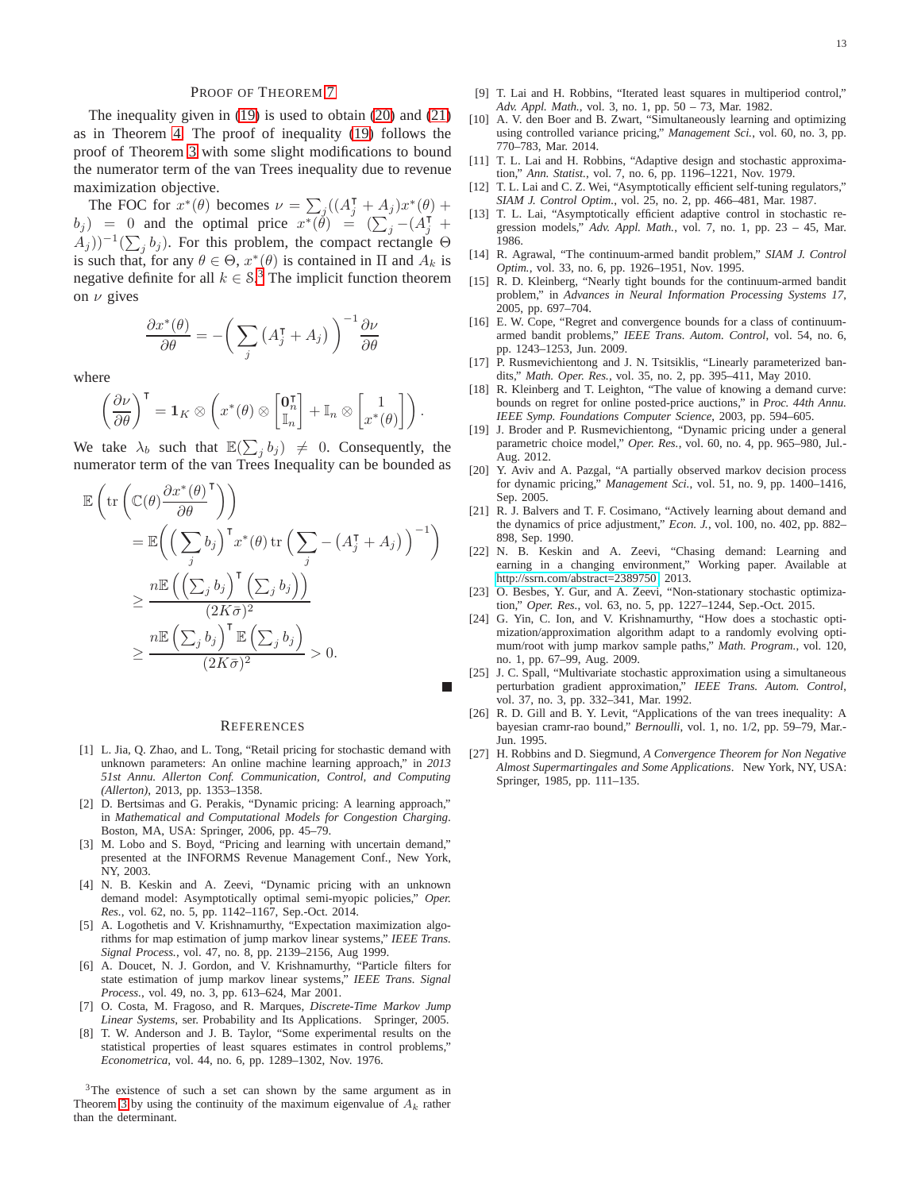## Proof of Theorem 7

The inequality given in (19) is used to obtain (20) and (21) as in Theorem 4. The proof of inequality (19) follows the proof of Theorem 3 with some slight modifications to bound the numerator term of the van Trees inequality due to revenue maximization objective.

The FOC for $x^*(\theta)$ becomes $\nu = \sum_j ((A_j^\intercal + A_j)x^*(\theta) + b_j) = 0$ and the optimal price $x^*(\theta) = (\sum_j -(A_j^\intercal + A_j))^{-1}(\sum_j b_j)$. For this problem, the compact rectangle $\Theta$ is such that, for any $\theta \in \Theta$, $x^*(\theta)$ is contained in $\Pi$ and $A_k$ is negative definite for all $k \in \mathcal{S}$.[3] The implicit function theorem on $\nu$ gives

$$\frac{\partial x^*(\theta)}{\partial \theta} = -\bigg(\sum_j \left(A_j^\intercal + A_j\right)\bigg)^{-1} \frac{\partial \nu}{\partial \theta}$$

where

$$\left(\frac{\partial \nu}{\partial \theta}\right)^\intercal = \mathbf{1}_K \otimes \left(x^*(\theta) \otimes \begin{bmatrix} \mathbf{0}_n^\intercal \\ \mathbb{I}_n \end{bmatrix} + \mathbb{I}_n \otimes \begin{bmatrix} 1 \\ x^*(\theta) \end{bmatrix}\right).$$

We take $\lambda_b$ such that $\mathbb{E}(\sum_j b_j) \neq 0$. Consequently, the numerator term of the van Trees Inequality can be bounded as

$$\begin{aligned}
\mathbb{E}&\left(\mathrm{tr}\left(\mathbb{C}(\theta)\frac{\partial x^*(\theta)}{\partial \theta}^\intercal\right)\right) \\
&= \mathbb{E}\bigg(\Big(\sum_j b_j\Big)^\intercal x^*(\theta)\,\mathrm{tr}\,\Big(\sum_j -\left(A_j^\intercal + A_j\right)\Big)^{-1}\bigg) \\
&\geq \frac{n\mathbb{E}\left(\left(\sum_j b_j\right)^\intercal\left(\sum_j b_j\right)\right)}{(2K\bar{\sigma})^2} \\
&\geq \frac{n\mathbb{E}\left(\sum_j b_j\right)^\intercal \mathbb{E}\left(\sum_j b_j\right)}{(2K\bar{\sigma})^2} > 0.
\end{aligned}$$

■

## References

[1] L. Jia, Q. Zhao, and L. Tong, "Retail pricing for stochastic demand with unknown parameters: An online machine learning approach," in *2013 51st Annu. Allerton Conf. Communication, Control, and Computing (Allerton)*, 2013, pp. 1353–1358.

[2] D. Bertsimas and G. Perakis, "Dynamic pricing: A learning approach," in *Mathematical and Computational Models for Congestion Charging*. Boston, MA, USA: Springer, 2006, pp. 45–79.

[3] M. Lobo and S. Boyd, "Pricing and learning with uncertain demand," presented at the INFORMS Revenue Management Conf., New York, NY, 2003.

[4] N. B. Keskin and A. Zeevi, "Dynamic pricing with an unknown demand model: Asymptotically optimal semi-myopic policies," *Oper. Res.*, vol. 62, no. 5, pp. 1142–1167, Sep.-Oct. 2014.

[5] A. Logothetis and V. Krishnamurthy, "Expectation maximization algorithms for map estimation of jump markov linear systems," *IEEE Trans. Signal Process.*, vol. 47, no. 8, pp. 2139–2156, Aug 1999.

[6] A. Doucet, N. J. Gordon, and V. Krishnamurthy, "Particle filters for state estimation of jump markov linear systems," *IEEE Trans. Signal Process.*, vol. 49, no. 3, pp. 613–624, Mar 2001.

[7] O. Costa, M. Fragoso, and R. Marques, *Discrete-Time Markov Jump Linear Systems*, ser. Probability and Its Applications. Springer, 2005.

[8] T. W. Anderson and J. B. Taylor, "Some experimental results on the statistical properties of least squares estimates in control problems," *Econometrica*, vol. 44, no. 6, pp. 1289–1302, Nov. 1976.

[9] T. Lai and H. Robbins, "Iterated least squares in multiperiod control," *Adv. Appl. Math.*, vol. 3, no. 1, pp. 50 – 73, Mar. 1982.

[10] A. V. den Boer and B. Zwart, "Simultaneously learning and optimizing using controlled variance pricing," *Management Sci.*, vol. 60, no. 3, pp. 770–783, Mar. 2014.

[11] T. L. Lai and H. Robbins, "Adaptive design and stochastic approximation," *Ann. Statist.*, vol. 7, no. 6, pp. 1196–1221, Nov. 1979.

[12] T. L. Lai and C. Z. Wei, "Asymptotically efficient self-tuning regulators," *SIAM J. Control Optim.*, vol. 25, no. 2, pp. 466–481, Mar. 1987.

[13] T. L. Lai, "Asymptotically efficient adaptive control in stochastic regression models," *Adv. Appl. Math.*, vol. 7, no. 1, pp. 23 – 45, Mar. 1986.

[14] R. Agrawal, "The continuum-armed bandit problem," *SIAM J. Control Optim.*, vol. 33, no. 6, pp. 1926–1951, Nov. 1995.

[15] R. D. Kleinberg, "Nearly tight bounds for the continuum-armed bandit problem," in *Advances in Neural Information Processing Systems 17*, 2005, pp. 697–704.

[16] E. W. Cope, "Regret and convergence bounds for a class of continuum-armed bandit problems," *IEEE Trans. Autom. Control*, vol. 54, no. 6, pp. 1243–1253, Jun. 2009.

[17] P. Rusmevichientong and J. N. Tsitsiklis, "Linearly parameterized bandits," *Math. Oper. Res.*, vol. 35, no. 2, pp. 395–411, May 2010.

[18] R. Kleinberg and T. Leighton, "The value of knowing a demand curve: bounds on regret for online posted-price auctions," in *Proc. 44th Annu. IEEE Symp. Foundations Computer Science*, 2003, pp. 594–605.

[19] J. Broder and P. Rusmevichientong, "Dynamic pricing under a general parametric choice model," *Oper. Res.*, vol. 60, no. 4, pp. 965–980, Jul.-Aug. 2012.

[20] Y. Aviv and A. Pazgal, "A partially observed markov decision process for dynamic pricing," *Management Sci.*, vol. 51, no. 9, pp. 1400–1416, Sep. 2005.

[21] R. J. Balvers and T. F. Cosimano, "Actively learning about demand and the dynamics of price adjustment," *Econ. J.*, vol. 100, no. 402, pp. 882–898, Sep. 1990.

[22] N. B. Keskin and A. Zeevi, "Chasing demand: Learning and earning in a changing environment," Working paper. Available at http://ssrn.com/abstract=2389750, 2013.

[23] O. Besbes, Y. Gur, and A. Zeevi, "Non-stationary stochastic optimization," *Oper. Res.*, vol. 63, no. 5, pp. 1227–1244, Sep.-Oct. 2015.

[24] G. Yin, C. Ion, and V. Krishnamurthy, "How does a stochastic optimization/approximation algorithm adapt to a randomly evolving optimum/root with jump markov sample paths," *Math. Program.*, vol. 120, no. 1, pp. 67–99, Aug. 2009.

[25] J. C. Spall, "Multivariate stochastic approximation using a simultaneous perturbation gradient approximation," *IEEE Trans. Autom. Control*, vol. 37, no. 3, pp. 332–341, Mar. 1992.

[26] R. D. Gill and B. Y. Levit, "Applications of the van trees inequality: A bayesian cramr-rao bound," *Bernoulli*, vol. 1, no. 1/2, pp. 59–79, Mar.-Jun. 1995.

[27] H. Robbins and D. Siegmund, *A Convergence Theorem for Non Negative Almost Supermartingales and Some Applications*. New York, NY, USA: Springer, 1985, pp. 111–135.

[3] The existence of such a set can shown by the same argument as in Theorem 3 by using the continuity of the maximum eigenvalue of $A_k$ rather than the determinant.